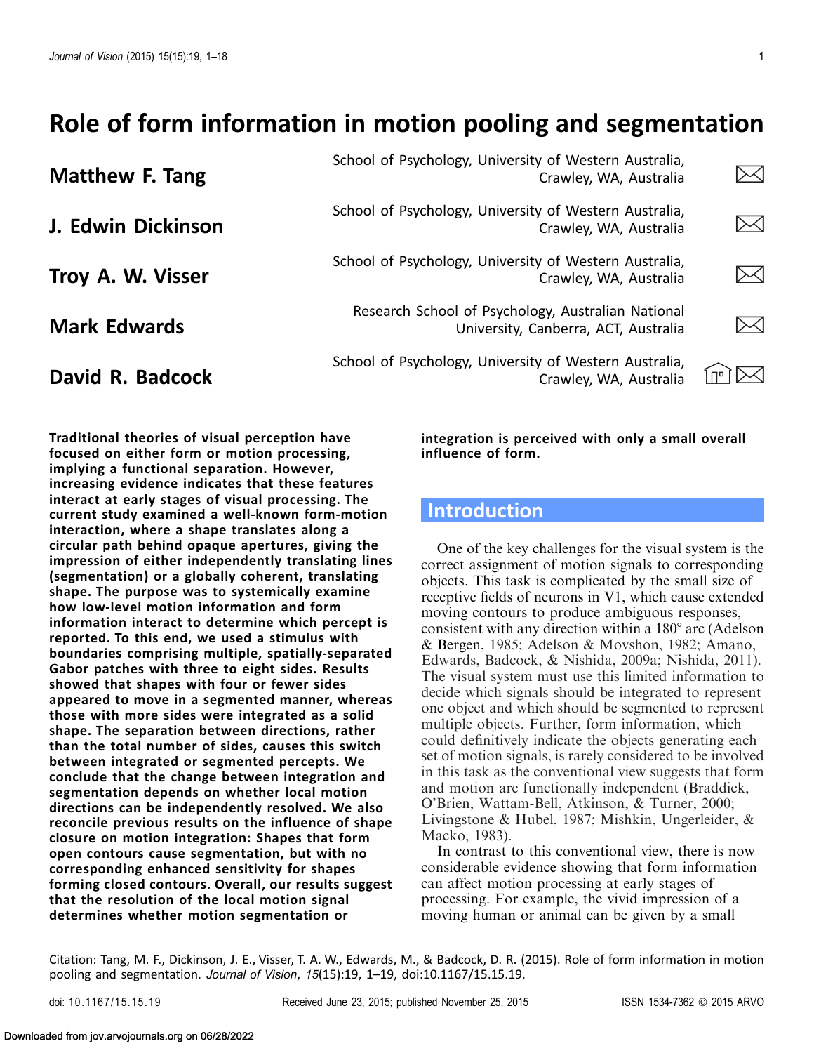# Role of form information in motion pooling and segmentation

**Matthew F. Tang** — School of Psychology, University of Western Australia, Crawley, WA, Australia

**J. Edwin Dickinson** — School of Psychology, University of Western Australia, Crawley, WA, Australia

**Troy A. W. Visser** — School of Psychology, University of Western Australia, Crawley, WA, Australia

**Mark Edwards** — Research School of Psychology, Australian National University, Canberra, ACT, Australia

**David R. Badcock** — School of Psychology, University of Western Australia, Crawley, WA, Australia

**Traditional theories of visual perception have focused on either form or motion processing, implying a functional separation. However, increasing evidence indicates that these features interact at early stages of visual processing. The current study examined a well-known form-motion interaction, where a shape translates along a circular path behind opaque apertures, giving the impression of either independently translating lines (segmentation) or a globally coherent, translating shape. The purpose was to systemically examine how low-level motion information and form information interact to determine which percept is reported. To this end, we used a stimulus with boundaries comprising multiple, spatially-separated Gabor patches with three to eight sides. Results showed that shapes with four or fewer sides appeared to move in a segmented manner, whereas those with more sides were integrated as a solid shape. The separation between directions, rather than the total number of sides, causes this switch between integrated or segmented percepts. We conclude that the change between integration and segmentation depends on whether local motion directions can be independently resolved. We also reconcile previous results on the influence of shape closure on motion integration: Shapes that form open contours cause segmentation, but with no corresponding enhanced sensitivity for shapes forming closed contours. Overall, our results suggest that the resolution of the local motion signal determines whether motion segmentation or integration is perceived with only a small overall influence of form.**

## Introduction

One of the key challenges for the visual system is the correct assignment of motion signals to corresponding objects. This task is complicated by the small size of receptive fields of neurons in V1, which cause extended moving contours to produce ambiguous responses, consistent with any direction within a 180° arc (Adelson & Bergen, 1985; Adelson & Movshon, 1982; Amano, Edwards, Badcock, & Nishida, 2009a; Nishida, 2011). The visual system must use this limited information to decide which signals should be integrated to represent one object and which should be segmented to represent multiple objects. Further, form information, which could definitively indicate the objects generating each set of motion signals, is rarely considered to be involved in this task as the conventional view suggests that form and motion are functionally independent (Braddick, O'Brien, Wattam-Bell, Atkinson, & Turner, 2000; Livingstone & Hubel, 1987; Mishkin, Ungerleider, & Macko, 1983).

In contrast to this conventional view, there is now considerable evidence showing that form information can affect motion processing at early stages of processing. For example, the vivid impression of a moving human or animal can be given by a small

Citation: Tang, M. F., Dickinson, J. E., Visser, T. A. W., Edwards, M., & Badcock, D. R. (2015). Role of form information in motion pooling and segmentation. *Journal of Vision*, *15*(15):19, 1–19, doi:10.1167/15.15.19.

doi: 10.1167/15.15.19 Received June 23, 2015; published November 25, 2015 ISSN 1534-7362 © 2015 ARVO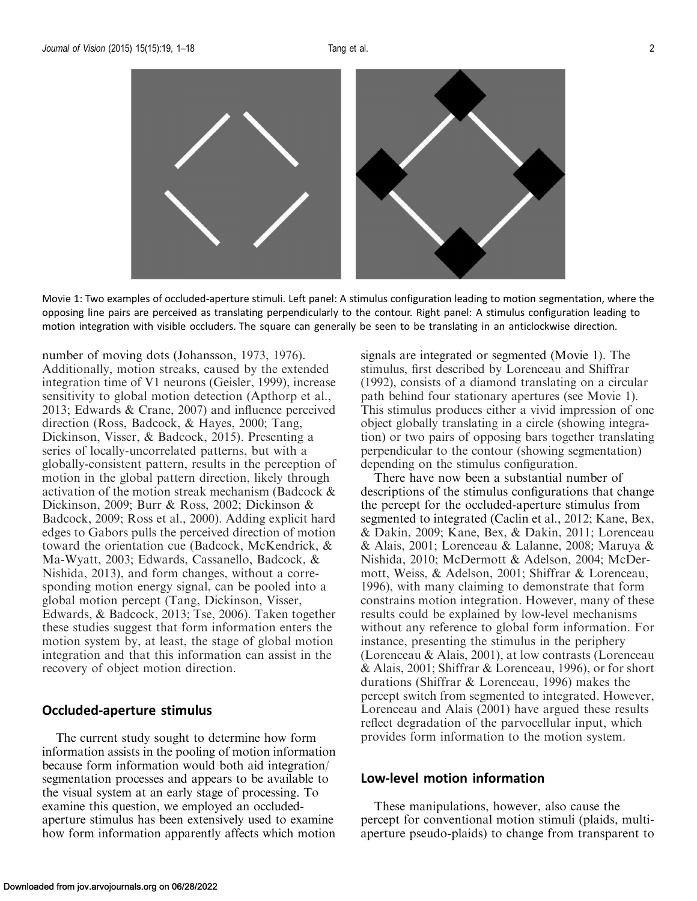Movie 1: Two examples of occluded-aperture stimuli. Left panel: A stimulus configuration leading to motion segmentation, where the opposing line pairs are perceived as translating perpendicularly to the contour. Right panel: A stimulus configuration leading to motion integration with visible occluders. The square can generally be seen to be translating in an anticlockwise direction.

number of moving dots (Johansson, 1973, 1976). Additionally, motion streaks, caused by the extended integration time of V1 neurons (Geisler, 1999), increase sensitivity to global motion detection (Apthorp et al., 2013; Edwards & Crane, 2007) and influence perceived direction (Ross, Badcock, & Hayes, 2000; Tang, Dickinson, Visser, & Badcock, 2015). Presenting a series of locally-uncorrelated patterns, but with a globally-consistent pattern, results in the perception of motion in the global pattern direction, likely through activation of the motion streak mechanism (Badcock & Dickinson, 2009; Burr & Ross, 2002; Dickinson & Badcock, 2009; Ross et al., 2000). Adding explicit hard edges to Gabors pulls the perceived direction of motion toward the orientation cue (Badcock, McKendrick, & Ma-Wyatt, 2003; Edwards, Cassanello, Badcock, & Nishida, 2013), and form changes, without a corresponding motion energy signal, can be pooled into a global motion percept (Tang, Dickinson, Visser, Edwards, & Badcock, 2013; Tse, 2006). Taken together these studies suggest that form information enters the motion system by, at least, the stage of global motion integration and that this information can assist in the recovery of object motion direction.

## Occluded-aperture stimulus

The current study sought to determine how form information assists in the pooling of motion information because form information would both aid integration/segmentation processes and appears to be available to the visual system at an early stage of processing. To examine this question, we employed an occluded-aperture stimulus has been extensively used to examine how form information apparently affects which motion signals are integrated or segmented (Movie 1). The stimulus, first described by Lorenceau and Shiffrar (1992), consists of a diamond translating on a circular path behind four stationary apertures (see Movie 1). This stimulus produces either a vivid impression of one object globally translating in a circle (showing integration) or two pairs of opposing bars together translating perpendicular to the contour (showing segmentation) depending on the stimulus configuration.

There have now been a substantial number of descriptions of the stimulus configurations that change the percept for the occluded-aperture stimulus from segmented to integrated (Caclin et al., 2012; Kane, Bex, & Dakin, 2009; Kane, Bex, & Dakin, 2011; Lorenceau & Alais, 2001; Lorenceau & Lalanne, 2008; Maruya & Nishida, 2010; McDermott & Adelson, 2004; McDermott, Weiss, & Adelson, 2001; Shiffrar & Lorenceau, 1996), with many claiming to demonstrate that form constrains motion integration. However, many of these results could be explained by low-level mechanisms without any reference to global form information. For instance, presenting the stimulus in the periphery (Lorenceau & Alais, 2001), at low contrasts (Lorenceau & Alais, 2001; Shiffrar & Lorenceau, 1996), or for short durations (Shiffrar & Lorenceau, 1996) makes the percept switch from segmented to integrated. However, Lorenceau and Alais (2001) have argued these results reflect degradation of the parvocellular input, which provides form information to the motion system.

## Low-level motion information

These manipulations, however, also cause the percept for conventional motion stimuli (plaids, multi-aperture pseudo-plaids) to change from transparent to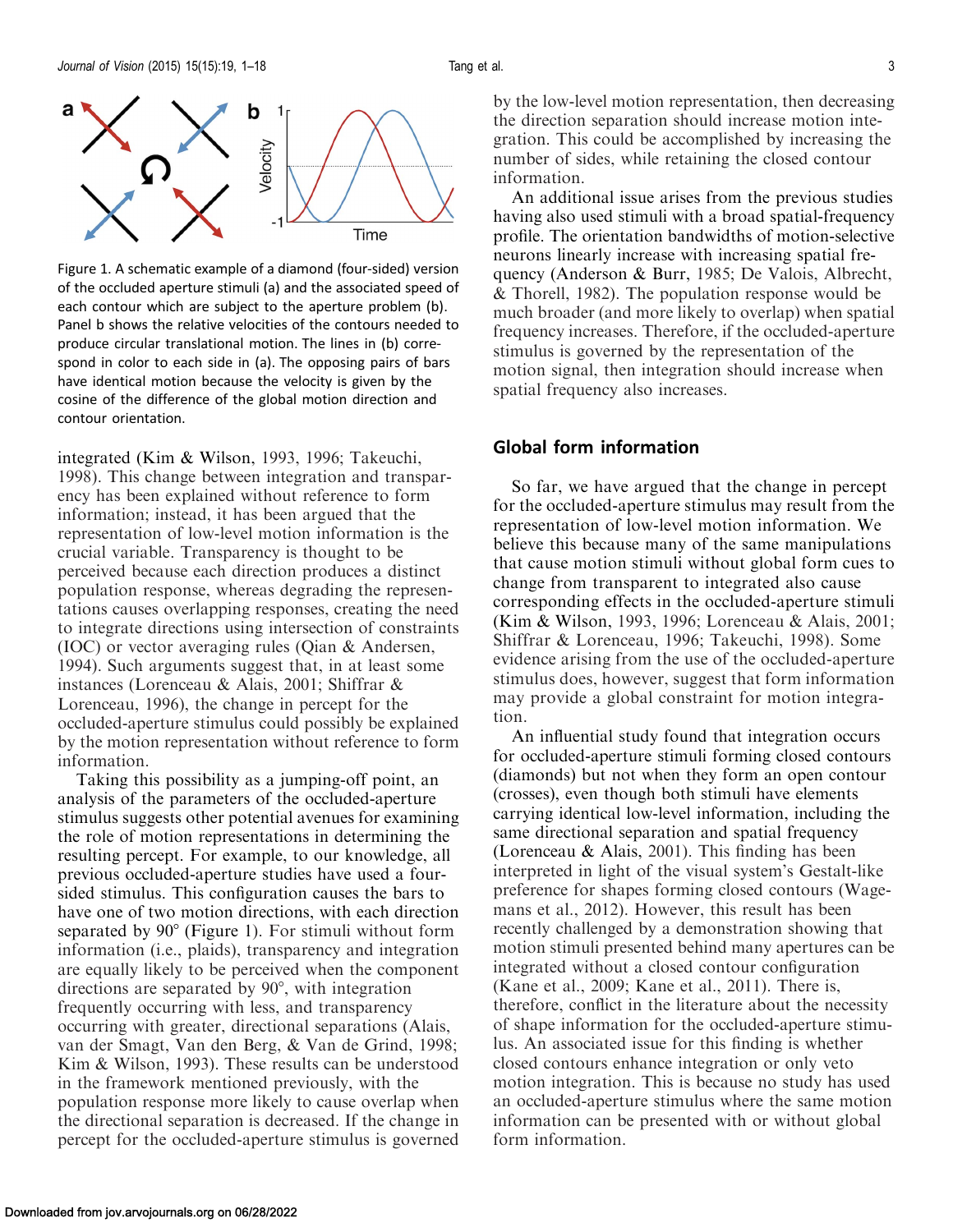Figure 1. A schematic example of a diamond (four-sided) version of the occluded aperture stimuli (a) and the associated speed of each contour which are subject to the aperture problem (b). Panel b shows the relative velocities of the contours needed to produce circular translational motion. The lines in (b) correspond in color to each side in (a). The opposing pairs of bars have identical motion because the velocity is given by the cosine of the difference of the global motion direction and contour orientation.

integrated (Kim & Wilson, 1993, 1996; Takeuchi, 1998). This change between integration and transparency has been explained without reference to form information; instead, it has been argued that the representation of low-level motion information is the crucial variable. Transparency is thought to be perceived because each direction produces a distinct population response, whereas degrading the representations causes overlapping responses, creating the need to integrate directions using intersection of constraints (IOC) or vector averaging rules (Qian & Andersen, 1994). Such arguments suggest that, in at least some instances (Lorenceau & Alais, 2001; Shiffrar & Lorenceau, 1996), the change in percept for the occluded-aperture stimulus could possibly be explained by the motion representation without reference to form information.

Taking this possibility as a jumping-off point, an analysis of the parameters of the occluded-aperture stimulus suggests other potential avenues for examining the role of motion representations in determining the resulting percept. For example, to our knowledge, all previous occluded-aperture studies have used a four-sided stimulus. This configuration causes the bars to have one of two motion directions, with each direction separated by 90° (Figure 1). For stimuli without form information (i.e., plaids), transparency and integration are equally likely to be perceived when the component directions are separated by 90°, with integration frequently occurring with less, and transparency occurring with greater, directional separations (Alais, van der Smagt, Van den Berg, & Van de Grind, 1998; Kim & Wilson, 1993). These results can be understood in the framework mentioned previously, with the population response more likely to cause overlap when the directional separation is decreased. If the change in percept for the occluded-aperture stimulus is governed by the low-level motion representation, then decreasing the direction separation should increase motion integration. This could be accomplished by increasing the number of sides, while retaining the closed contour information.

An additional issue arises from the previous studies having also used stimuli with a broad spatial-frequency profile. The orientation bandwidths of motion-selective neurons linearly increase with increasing spatial frequency (Anderson & Burr, 1985; De Valois, Albrecht, & Thorell, 1982). The population response would be much broader (and more likely to overlap) when spatial frequency increases. Therefore, if the occluded-aperture stimulus is governed by the representation of the motion signal, then integration should increase when spatial frequency also increases.

## Global form information

So far, we have argued that the change in percept for the occluded-aperture stimulus may result from the representation of low-level motion information. We believe this because many of the same manipulations that cause motion stimuli without global form cues to change from transparent to integrated also cause corresponding effects in the occluded-aperture stimuli (Kim & Wilson, 1993, 1996; Lorenceau & Alais, 2001; Shiffrar & Lorenceau, 1996; Takeuchi, 1998). Some evidence arising from the use of the occluded-aperture stimulus does, however, suggest that form information may provide a global constraint for motion integration.

An influential study found that integration occurs for occluded-aperture stimuli forming closed contours (diamonds) but not when they form an open contour (crosses), even though both stimuli have elements carrying identical low-level information, including the same directional separation and spatial frequency (Lorenceau & Alais, 2001). This finding has been interpreted in light of the visual system's Gestalt-like preference for shapes forming closed contours (Wagemans et al., 2012). However, this result has been recently challenged by a demonstration showing that motion stimuli presented behind many apertures can be integrated without a closed contour configuration (Kane et al., 2009; Kane et al., 2011). There is, therefore, conflict in the literature about the necessity of shape information for the occluded-aperture stimulus. An associated issue for this finding is whether closed contours enhance integration or only veto motion integration. This is because no study has used an occluded-aperture stimulus where the same motion information can be presented with or without global form information.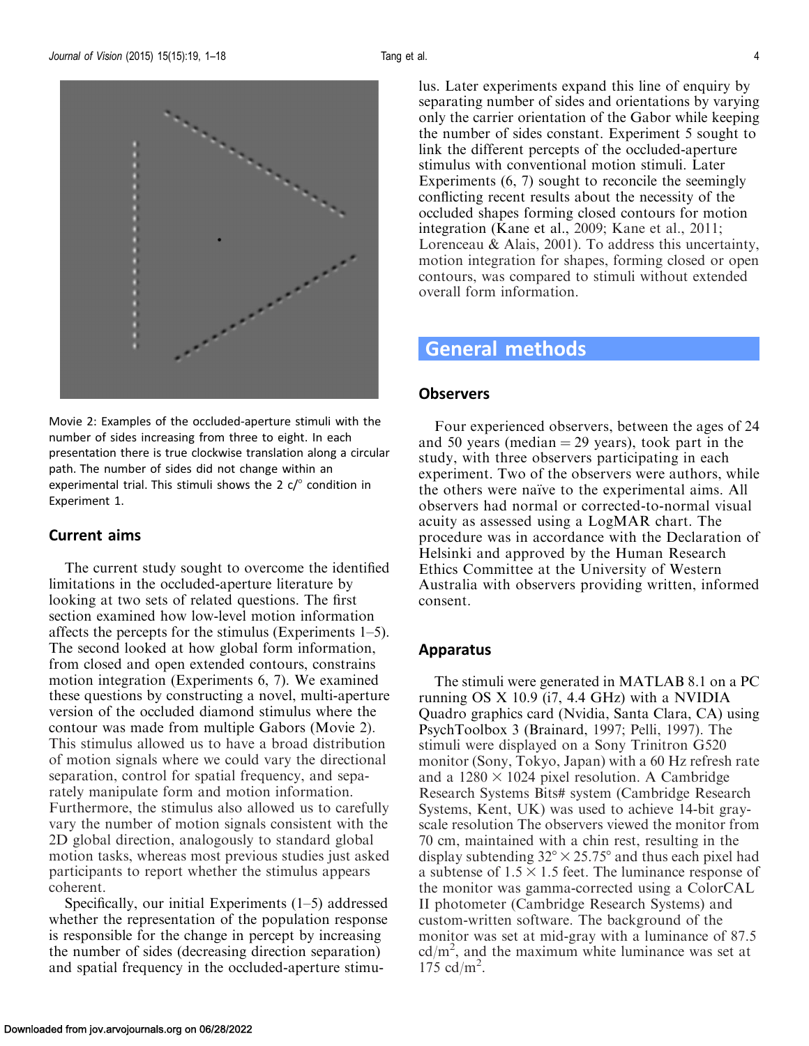Movie 2: Examples of the occluded-aperture stimuli with the number of sides increasing from three to eight. In each presentation there is true clockwise translation along a circular path. The number of sides did not change within an experimental trial. This stimuli shows the 2 c/° condition in Experiment 1.

### Current aims

The current study sought to overcome the identified limitations in the occluded-aperture literature by looking at two sets of related questions. The first section examined how low-level motion information affects the percepts for the stimulus (Experiments 1–5). The second looked at how global form information, from closed and open extended contours, constrains motion integration (Experiments 6, 7). We examined these questions by constructing a novel, multi-aperture version of the occluded diamond stimulus where the contour was made from multiple Gabors (Movie 2). This stimulus allowed us to have a broad distribution of motion signals where we could vary the directional separation, control for spatial frequency, and separately manipulate form and motion information. Furthermore, the stimulus also allowed us to carefully vary the number of motion signals consistent with the 2D global direction, analogously to standard global motion tasks, whereas most previous studies just asked participants to report whether the stimulus appears coherent.

Specifically, our initial Experiments (1–5) addressed whether the representation of the population response is responsible for the change in percept by increasing the number of sides (decreasing direction separation) and spatial frequency in the occluded-aperture stimulus. Later experiments expand this line of enquiry by separating number of sides and orientations by varying only the carrier orientation of the Gabor while keeping the number of sides constant. Experiment 5 sought to link the different percepts of the occluded-aperture stimulus with conventional motion stimuli. Later Experiments (6, 7) sought to reconcile the seemingly conflicting recent results about the necessity of the occluded shapes forming closed contours for motion integration (Kane et al., 2009; Kane et al., 2011; Lorenceau & Alais, 2001). To address this uncertainty, motion integration for shapes, forming closed or open contours, was compared to stimuli without extended overall form information.

## General methods

### Observers

Four experienced observers, between the ages of 24 and 50 years (median = 29 years), took part in the study, with three observers participating in each experiment. Two of the observers were authors, while the others were naïve to the experimental aims. All observers had normal or corrected-to-normal visual acuity as assessed using a LogMAR chart. The procedure was in accordance with the Declaration of Helsinki and approved by the Human Research Ethics Committee at the University of Western Australia with observers providing written, informed consent.

### Apparatus

The stimuli were generated in MATLAB 8.1 on a PC running OS X 10.9 (i7, 4.4 GHz) with a NVIDIA Quadro graphics card (Nvidia, Santa Clara, CA) using PsychToolbox 3 (Brainard, 1997; Pelli, 1997). The stimuli were displayed on a Sony Trinitron G520 monitor (Sony, Tokyo, Japan) with a 60 Hz refresh rate and a 1280 × 1024 pixel resolution. A Cambridge Research Systems Bits# system (Cambridge Research Systems, Kent, UK) was used to achieve 14-bit gray-scale resolution The observers viewed the monitor from 70 cm, maintained with a chin rest, resulting in the display subtending 32° × 25.75° and thus each pixel had a subtense of 1.5 × 1.5 feet. The luminance response of the monitor was gamma-corrected using a ColorCAL II photometer (Cambridge Research Systems) and custom-written software. The background of the monitor was set at mid-gray with a luminance of 87.5 cd/m$^2$, and the maximum white luminance was set at 175 cd/m$^2$.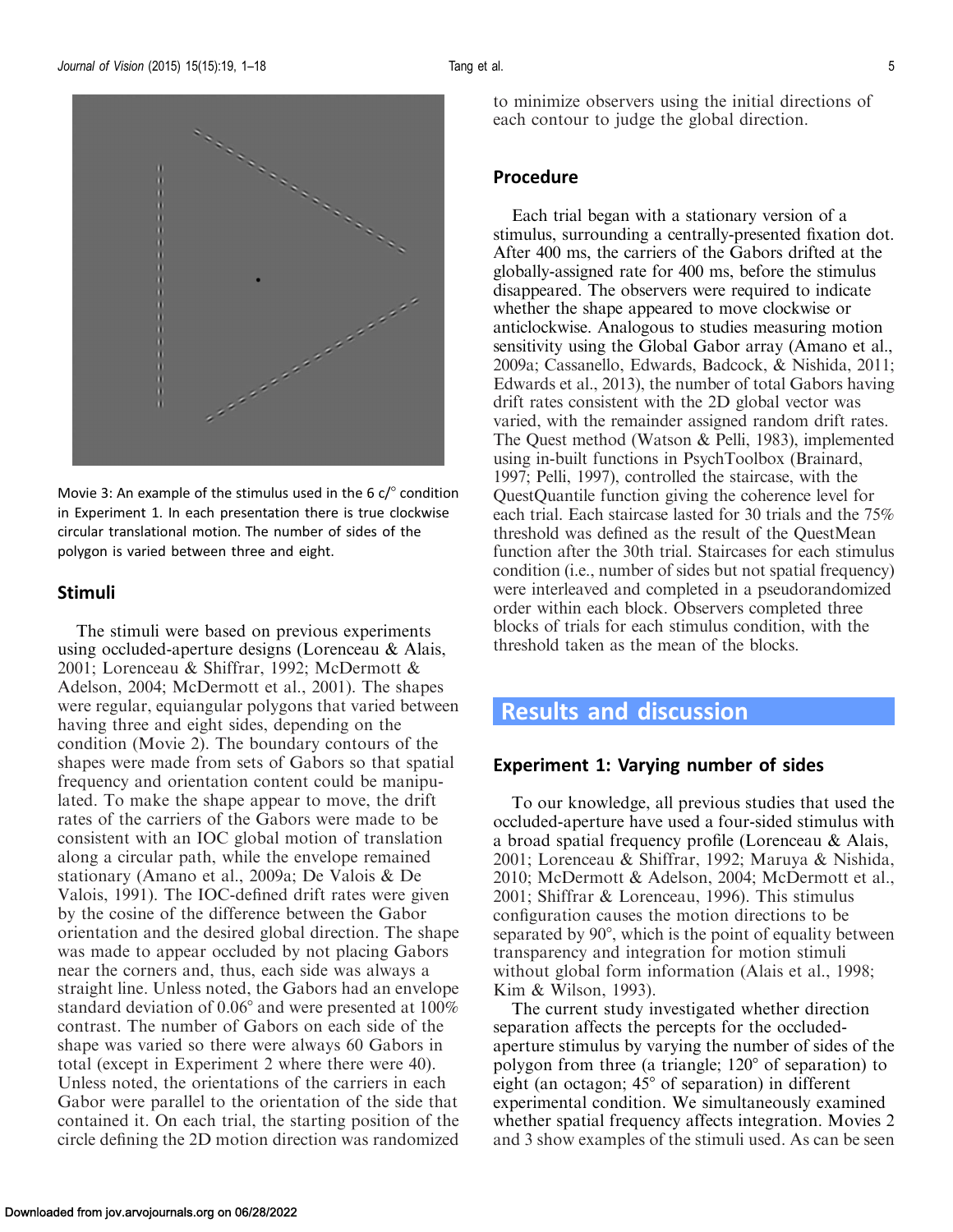Movie 3: An example of the stimulus used in the 6 c/° condition in Experiment 1. In each presentation there is true clockwise circular translational motion. The number of sides of the polygon is varied between three and eight.

## Stimuli

The stimuli were based on previous experiments using occluded-aperture designs (Lorenceau & Alais, 2001; Lorenceau & Shiffrar, 1992; McDermott & Adelson, 2004; McDermott et al., 2001). The shapes were regular, equiangular polygons that varied between having three and eight sides, depending on the condition (Movie 2). The boundary contours of the shapes were made from sets of Gabors so that spatial frequency and orientation content could be manipulated. To make the shape appear to move, the drift rates of the carriers of the Gabors were made to be consistent with an IOC global motion of translation along a circular path, while the envelope remained stationary (Amano et al., 2009a; De Valois & De Valois, 1991). The IOC-defined drift rates were given by the cosine of the difference between the Gabor orientation and the desired global direction. The shape was made to appear occluded by not placing Gabors near the corners and, thus, each side was always a straight line. Unless noted, the Gabors had an envelope standard deviation of 0.06° and were presented at 100% contrast. The number of Gabors on each side of the shape was varied so there were always 60 Gabors in total (except in Experiment 2 where there were 40). Unless noted, the orientations of the carriers in each Gabor were parallel to the orientation of the side that contained it. On each trial, the starting position of the circle defining the 2D motion direction was randomized to minimize observers using the initial directions of each contour to judge the global direction.

## Procedure

Each trial began with a stationary version of a stimulus, surrounding a centrally-presented fixation dot. After 400 ms, the carriers of the Gabors drifted at the globally-assigned rate for 400 ms, before the stimulus disappeared. The observers were required to indicate whether the shape appeared to move clockwise or anticlockwise. Analogous to studies measuring motion sensitivity using the Global Gabor array (Amano et al., 2009a; Cassanello, Edwards, Badcock, & Nishida, 2011; Edwards et al., 2013), the number of total Gabors having drift rates consistent with the 2D global vector was varied, with the remainder assigned random drift rates. The Quest method (Watson & Pelli, 1983), implemented using in-built functions in PsychToolbox (Brainard, 1997; Pelli, 1997), controlled the staircase, with the QuestQuantile function giving the coherence level for each trial. Each staircase lasted for 30 trials and the 75% threshold was defined as the result of the QuestMean function after the 30th trial. Staircases for each stimulus condition (i.e., number of sides but not spatial frequency) were interleaved and completed in a pseudorandomized order within each block. Observers completed three blocks of trials for each stimulus condition, with the threshold taken as the mean of the blocks.

# Results and discussion

## Experiment 1: Varying number of sides

To our knowledge, all previous studies that used the occluded-aperture have used a four-sided stimulus with a broad spatial frequency profile (Lorenceau & Alais, 2001; Lorenceau & Shiffrar, 1992; Maruya & Nishida, 2010; McDermott & Adelson, 2004; McDermott et al., 2001; Shiffrar & Lorenceau, 1996). This stimulus configuration causes the motion directions to be separated by 90°, which is the point of equality between transparency and integration for motion stimuli without global form information (Alais et al., 1998; Kim & Wilson, 1993).

The current study investigated whether direction separation affects the percepts for the occluded-aperture stimulus by varying the number of sides of the polygon from three (a triangle; 120° of separation) to eight (an octagon; 45° of separation) in different experimental condition. We simultaneously examined whether spatial frequency affects integration. Movies 2 and 3 show examples of the stimuli used. As can be seen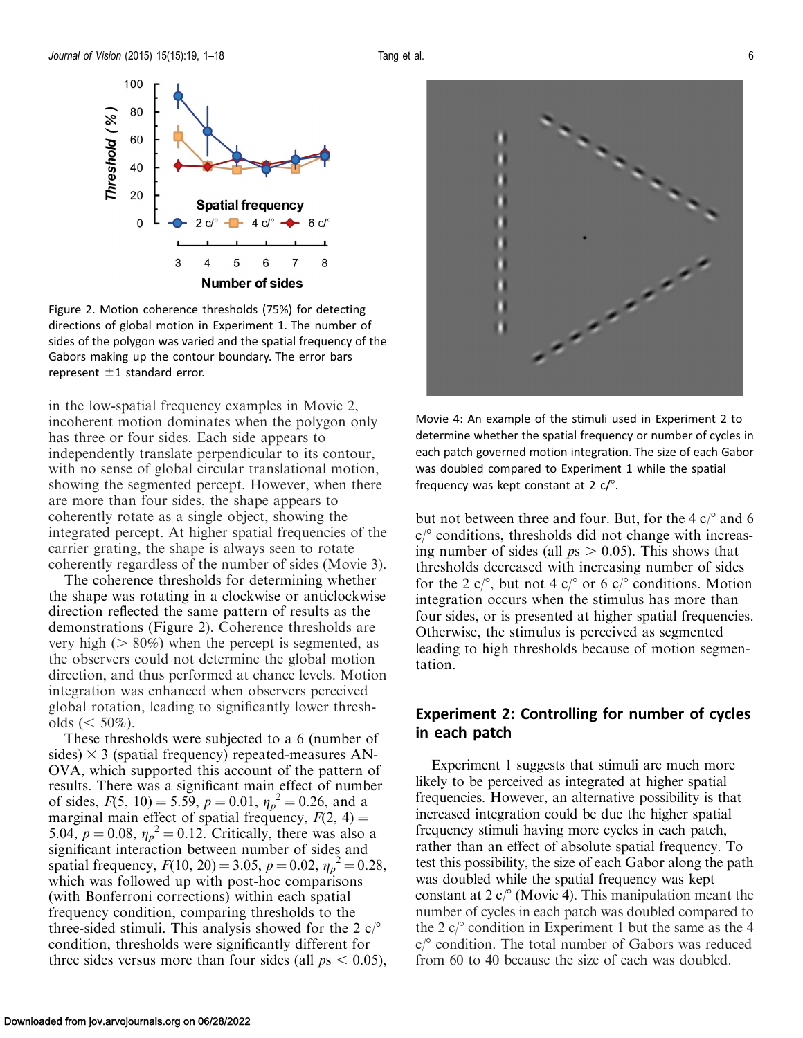Figure 2. Motion coherence thresholds (75%) for detecting directions of global motion in Experiment 1. The number of sides of the polygon was varied and the spatial frequency of the Gabors making up the contour boundary. The error bars represent ±1 standard error.

in the low-spatial frequency examples in Movie 2, incoherent motion dominates when the polygon only has three or four sides. Each side appears to independently translate perpendicular to its contour, with no sense of global circular translational motion, showing the segmented percept. However, when there are more than four sides, the shape appears to coherently rotate as a single object, showing the integrated percept. At higher spatial frequencies of the carrier grating, the shape is always seen to rotate coherently regardless of the number of sides (Movie 3).

The coherence thresholds for determining whether the shape was rotating in a clockwise or anticlockwise direction reflected the same pattern of results as the demonstrations (Figure 2). Coherence thresholds are very high (> 80%) when the percept is segmented, as the observers could not determine the global motion direction, and thus performed at chance levels. Motion integration was enhanced when observers perceived global rotation, leading to significantly lower thresholds (< 50%).

These thresholds were subjected to a 6 (number of sides) × 3 (spatial frequency) repeated-measures ANOVA, which supported this account of the pattern of results. There was a significant main effect of number of sides, $F(5, 10) = 5.59$, $p = 0.01$, $\eta_p^2 = 0.26$, and a marginal main effect of spatial frequency, $F(2, 4) = 5.04$, $p = 0.08$, $\eta_p^2 = 0.12$. Critically, there was also a significant interaction between number of sides and spatial frequency, $F(10, 20) = 3.05$, $p = 0.02$, $\eta_p^2 = 0.28$, which was followed up with post-hoc comparisons (with Bonferroni corrections) within each spatial frequency condition, comparing thresholds to the three-sided stimuli. This analysis showed for the 2 c/° condition, thresholds were significantly different for three sides versus more than four sides (all $ps < 0.05$), but not between three and four. But, for the 4 c/° and 6 c/° conditions, thresholds did not change with increasing number of sides (all $ps > 0.05$). This shows that thresholds decreased with increasing number of sides for the 2 c/°, but not 4 c/° or 6 c/° conditions. Motion integration occurs when the stimulus has more than four sides, or is presented at higher spatial frequencies. Otherwise, the stimulus is perceived as segmented leading to high thresholds because of motion segmentation.

Movie 4: An example of the stimuli used in Experiment 2 to determine whether the spatial frequency or number of cycles in each patch governed motion integration. The size of each Gabor was doubled compared to Experiment 1 while the spatial frequency was kept constant at 2 c/°.

## Experiment 2: Controlling for number of cycles in each patch

Experiment 1 suggests that stimuli are much more likely to be perceived as integrated at higher spatial frequencies. However, an alternative possibility is that increased integration could be due the higher spatial frequency stimuli having more cycles in each patch, rather than an effect of absolute spatial frequency. To test this possibility, the size of each Gabor along the path was doubled while the spatial frequency was kept constant at 2 c/° (Movie 4). This manipulation meant the number of cycles in each patch was doubled compared to the 2 c/° condition in Experiment 1 but the same as the 4 c/° condition. The total number of Gabors was reduced from 60 to 40 because the size of each was doubled.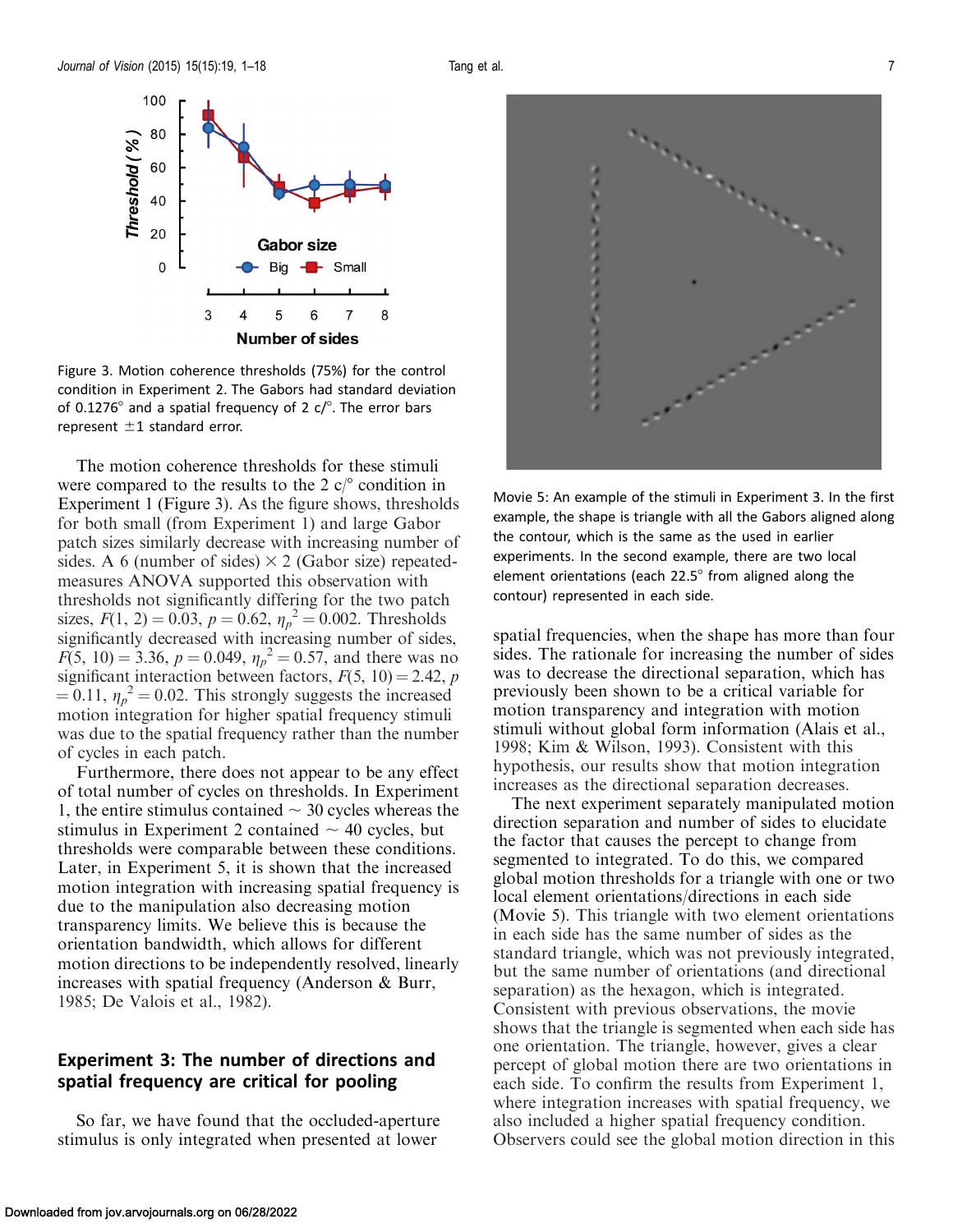Figure 3. Motion coherence thresholds (75%) for the control condition in Experiment 2. The Gabors had standard deviation of 0.1276° and a spatial frequency of 2 c/°. The error bars represent ±1 standard error.

The motion coherence thresholds for these stimuli were compared to the results to the 2 c/° condition in Experiment 1 (Figure 3). As the figure shows, thresholds for both small (from Experiment 1) and large Gabor patch sizes similarly decrease with increasing number of sides. A 6 (number of sides) × 2 (Gabor size) repeated-measures ANOVA supported this observation with thresholds not significantly differing for the two patch sizes, $F(1, 2) = 0.03$, $p = 0.62$, $\eta_p^2 = 0.002$. Thresholds significantly decreased with increasing number of sides, $F(5, 10) = 3.36$, $p = 0.049$, $\eta_p^2 = 0.57$, and there was no significant interaction between factors, $F(5, 10) = 2.42$, $p = 0.11$, $\eta_p^2 = 0.02$. This strongly suggests the increased motion integration for higher spatial frequency stimuli was due to the spatial frequency rather than the number of cycles in each patch.

Furthermore, there does not appear to be any effect of total number of cycles on thresholds. In Experiment 1, the entire stimulus contained ~ 30 cycles whereas the stimulus in Experiment 2 contained ~ 40 cycles, but thresholds were comparable between these conditions. Later, in Experiment 5, it is shown that the increased motion integration with increasing spatial frequency is due to the manipulation also decreasing motion transparency limits. We believe this is because the orientation bandwidth, which allows for different motion directions to be independently resolved, linearly increases with spatial frequency (Anderson & Burr, 1985; De Valois et al., 1982).

## Experiment 3: The number of directions and spatial frequency are critical for pooling

So far, we have found that the occluded-aperture stimulus is only integrated when presented at lower spatial frequencies, when the shape has more than four sides. The rationale for increasing the number of sides was to decrease the directional separation, which has previously been shown to be a critical variable for motion transparency and integration with motion stimuli without global form information (Alais et al., 1998; Kim & Wilson, 1993). Consistent with this hypothesis, our results show that motion integration increases as the directional separation decreases.

The next experiment separately manipulated motion direction separation and number of sides to elucidate the factor that causes the percept to change from segmented to integrated. To do this, we compared global motion thresholds for a triangle with one or two local element orientations/directions in each side (Movie 5). This triangle with two element orientations in each side has the same number of sides as the standard triangle, which was not previously integrated, but the same number of orientations (and directional separation) as the hexagon, which is integrated. Consistent with previous observations, the movie shows that the triangle is segmented when each side has one orientation. The triangle, however, gives a clear percept of global motion there are two orientations in each side. To confirm the results from Experiment 1, where integration increases with spatial frequency, we also included a higher spatial frequency condition. Observers could see the global motion direction in this

Movie 5: An example of the stimuli in Experiment 3. In the first example, the shape is triangle with all the Gabors aligned along the contour, which is the same as the used in earlier experiments. In the second example, there are two local element orientations (each 22.5° from aligned along the contour) represented in each side.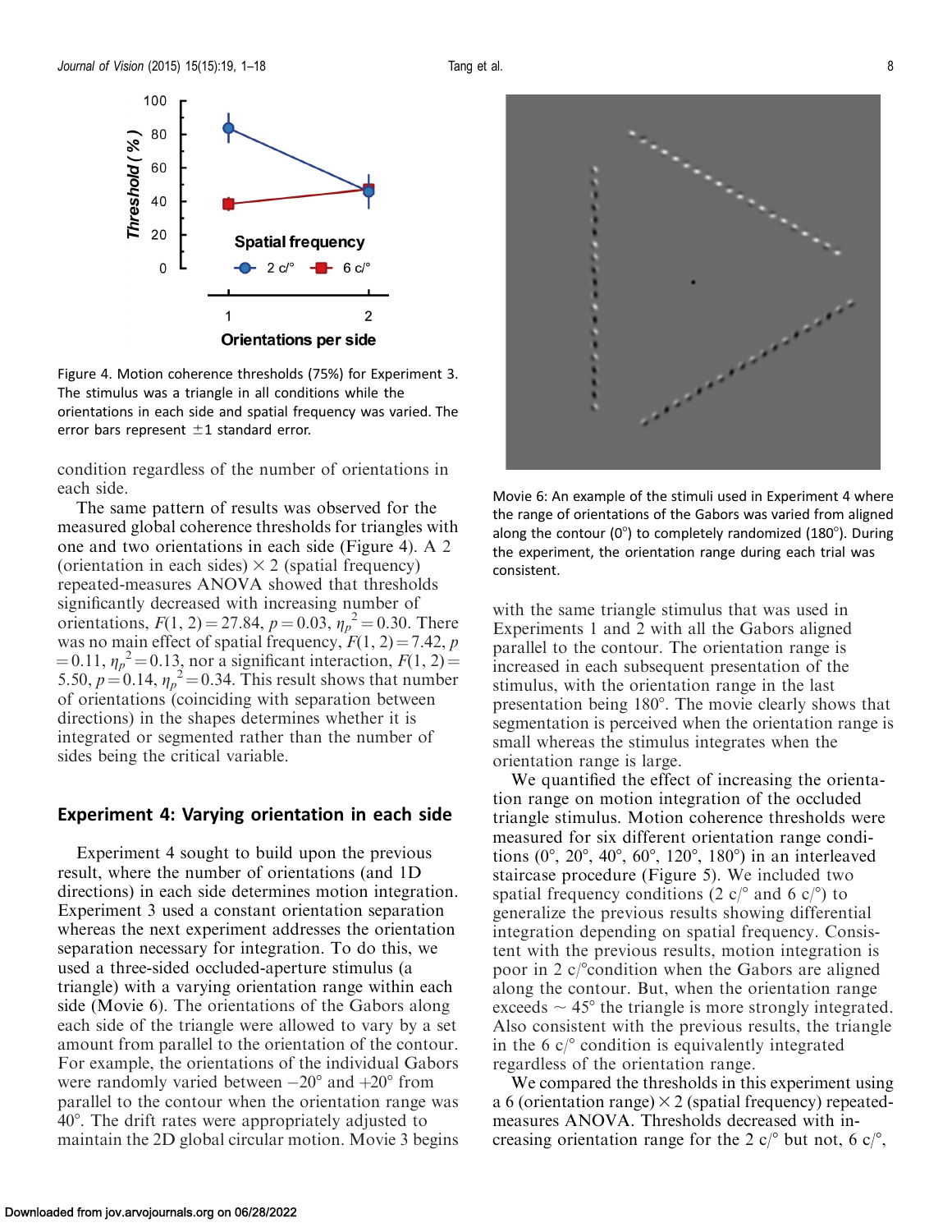Figure 4. Motion coherence thresholds (75%) for Experiment 3. The stimulus was a triangle in all conditions while the orientations in each side and spatial frequency was varied. The error bars represent ±1 standard error.

condition regardless of the number of orientations in each side.

The same pattern of results was observed for the measured global coherence thresholds for triangles with one and two orientations in each side (Figure 4). A 2 (orientation in each sides) × 2 (spatial frequency) repeated-measures ANOVA showed that thresholds significantly decreased with increasing number of orientations, $F(1, 2) = 27.84$, $p = 0.03$, $\eta_p^2 = 0.30$. There was no main effect of spatial frequency, $F(1, 2) = 7.42$, $p = 0.11$, $\eta_p^2 = 0.13$, nor a significant interaction, $F(1, 2) = 5.50$, $p = 0.14$, $\eta_p^2 = 0.34$. This result shows that number of orientations (coinciding with separation between directions) in the shapes determines whether it is integrated or segmented rather than the number of sides being the critical variable.

## Experiment 4: Varying orientation in each side

Experiment 4 sought to build upon the previous result, where the number of orientations (and 1D directions) in each side determines motion integration. Experiment 3 used a constant orientation separation whereas the next experiment addresses the orientation separation necessary for integration. To do this, we used a three-sided occluded-aperture stimulus (a triangle) with a varying orientation range within each side (Movie 6). The orientations of the Gabors along each side of the triangle were allowed to vary by a set amount from parallel to the orientation of the contour. For example, the orientations of the individual Gabors were randomly varied between −20° and +20° from parallel to the contour when the orientation range was 40°. The drift rates were appropriately adjusted to maintain the 2D global circular motion. Movie 3 begins with the same triangle stimulus that was used in Experiments 1 and 2 with all the Gabors aligned parallel to the contour. The orientation range is increased in each subsequent presentation of the stimulus, with the orientation range in the last presentation being 180°. The movie clearly shows that segmentation is perceived when the orientation range is small whereas the stimulus integrates when the orientation range is large.

Movie 6: An example of the stimuli used in Experiment 4 where the range of orientations of the Gabors was varied from aligned along the contour (0°) to completely randomized (180°). During the experiment, the orientation range during each trial was consistent.

We quantified the effect of increasing the orientation range on motion integration of the occluded triangle stimulus. Motion coherence thresholds were measured for six different orientation range conditions (0°, 20°, 40°, 60°, 120°, 180°) in an interleaved staircase procedure (Figure 5). We included two spatial frequency conditions (2 c/° and 6 c/°) to generalize the previous results showing differential integration depending on spatial frequency. Consistent with the previous results, motion integration is poor in 2 c/°condition when the Gabors are aligned along the contour. But, when the orientation range exceeds ∼ 45° the triangle is more strongly integrated. Also consistent with the previous results, the triangle in the 6 c/° condition is equivalently integrated regardless of the orientation range.

We compared the thresholds in this experiment using a 6 (orientation range) × 2 (spatial frequency) repeated-measures ANOVA. Thresholds decreased with increasing orientation range for the 2 c/° but not, 6 c/°,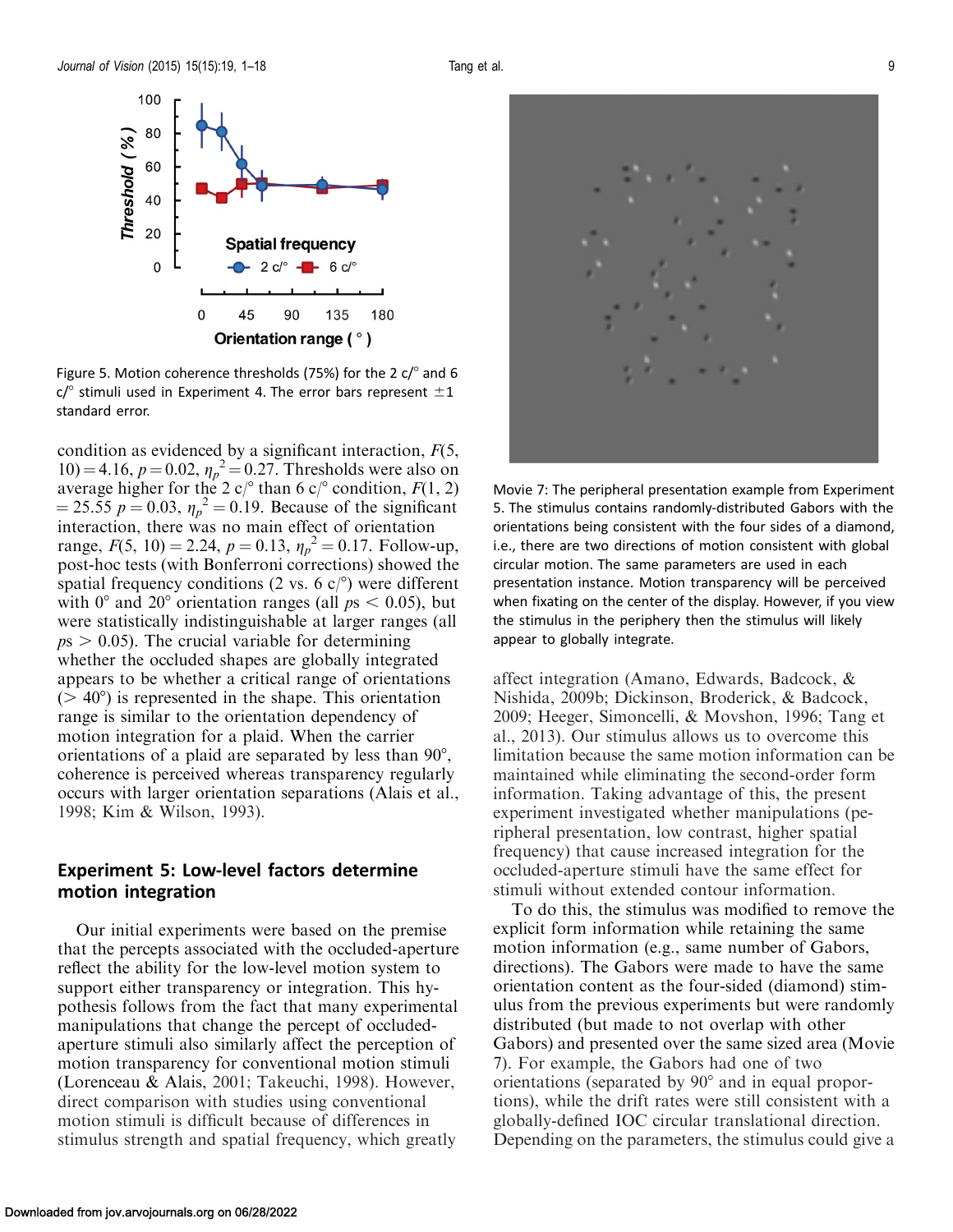Figure 5. Motion coherence thresholds (75%) for the 2 c/° and 6 c/° stimuli used in Experiment 4. The error bars represent ±1 standard error.

condition as evidenced by a significant interaction, $F(5, 10) = 4.16$, $p = 0.02$, $\eta_p^2 = 0.27$. Thresholds were also on average higher for the 2 c/° than 6 c/° condition, $F(1, 2) = 25.55$ $p = 0.03$, $\eta_p^2 = 0.19$. Because of the significant interaction, there was no main effect of orientation range, $F(5, 10) = 2.24$, $p = 0.13$, $\eta_p^2 = 0.17$. Follow-up, post-hoc tests (with Bonferroni corrections) showed the spatial frequency conditions (2 vs. 6 c/°) were different with 0° and 20° orientation ranges (all $ps < 0.05$), but were statistically indistinguishable at larger ranges (all $ps > 0.05$). The crucial variable for determining whether the occluded shapes are globally integrated appears to be whether a critical range of orientations (> 40°) is represented in the shape. This orientation range is similar to the orientation dependency of motion integration for a plaid. When the carrier orientations of a plaid are separated by less than 90°, coherence is perceived whereas transparency regularly occurs with larger orientation separations (Alais et al., 1998; Kim & Wilson, 1993).

## Experiment 5: Low-level factors determine motion integration

Our initial experiments were based on the premise that the percepts associated with the occluded-aperture stimuli reflect the ability for the low-level motion system to support either transparency or integration. This hypothesis follows from the fact that many experimental manipulations that change the percept of occluded-aperture stimuli also similarly affect the perception of motion transparency for conventional motion stimuli (Lorenceau & Alais, 2001; Takeuchi, 1998). However, direct comparison with studies using conventional motion stimuli is difficult because of differences in stimulus strength and spatial frequency, which greatly affect integration (Amano, Edwards, Badcock, & Nishida, 2009b; Dickinson, Broderick, & Badcock, 2009; Heeger, Simoncelli, & Movshon, 1996; Tang et al., 2013). Our stimulus allows us to overcome this limitation because the same motion information can be maintained while eliminating the second-order form information. Taking advantage of this, the present experiment investigated whether manipulations (peripheral presentation, low contrast, higher spatial frequency) that cause increased integration for the occluded-aperture stimuli have the same effect for stimuli without extended contour information.

Movie 7: The peripheral presentation example from Experiment 5. The stimulus contains randomly-distributed Gabors with the orientations being consistent with the four sides of a diamond, i.e., there are two directions of motion consistent with global circular motion. The same parameters are used in each presentation instance. Motion transparency will be perceived when fixating on the center of the display. However, if you view the stimulus in the periphery then the stimulus will likely appear to globally integrate.

To do this, the stimulus was modified to remove the explicit form information while retaining the same motion information (e.g., same number of Gabors, directions). The Gabors were made to have the same orientation content as the four-sided (diamond) stimulus from the previous experiments but were randomly distributed (but made to not overlap with other Gabors) and presented over the same sized area (Movie 7). For example, the Gabors had one of two orientations (separated by 90° and in equal proportions), while the drift rates were still consistent with a globally-defined IOC circular translational direction. Depending on the parameters, the stimulus could give a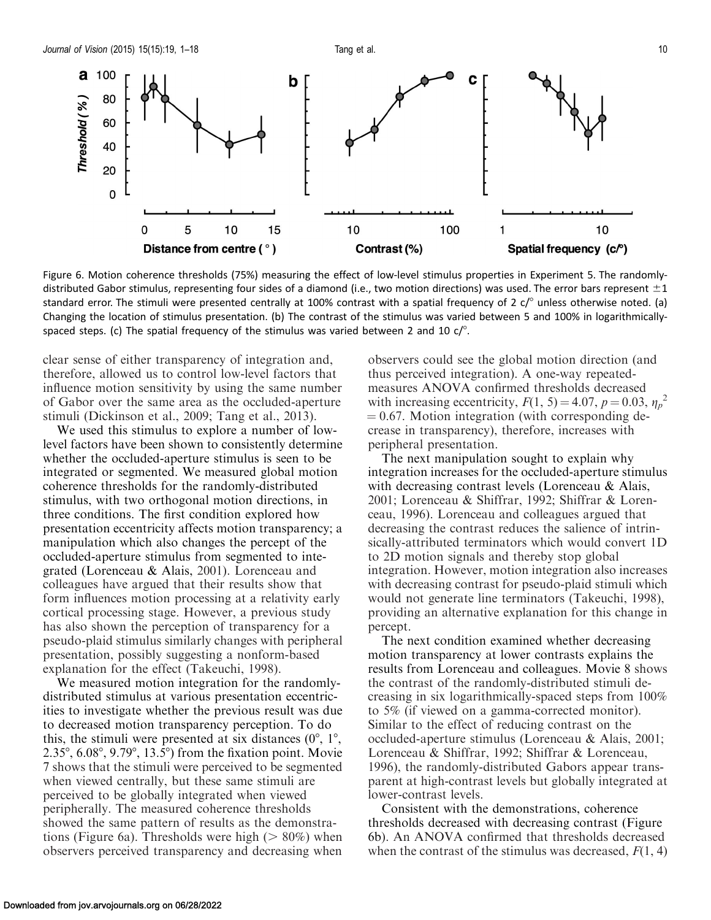Figure 6. Motion coherence thresholds (75%) measuring the effect of low-level stimulus properties in Experiment 5. The randomly-distributed Gabor stimulus, representing four sides of a diamond (i.e., two motion directions) was used. The error bars represent ±1 standard error. The stimuli were presented centrally at 100% contrast with a spatial frequency of 2 c/° unless otherwise noted. (a) Changing the location of stimulus presentation. (b) The contrast of the stimulus was varied between 5 and 100% in logarithmically-spaced steps. (c) The spatial frequency of the stimulus was varied between 2 and 10 c/°.

clear sense of either transparency of integration and, therefore, allowed us to control low-level factors that influence motion sensitivity by using the same number of Gabor over the same area as the occluded-aperture stimuli (Dickinson et al., 2009; Tang et al., 2013).

We used this stimulus to explore a number of low-level factors have been shown to consistently determine whether the occluded-aperture stimulus is seen to be integrated or segmented. We measured global motion coherence thresholds for the randomly-distributed stimulus, with two orthogonal motion directions, in three conditions. The first condition explored how presentation eccentricity affects motion transparency; a manipulation which also changes the percept of the occluded-aperture stimulus from segmented to integrated (Lorenceau & Alais, 2001). Lorenceau and colleagues have argued that their results show that form influences motion processing at a relativity early cortical processing stage. However, a previous study has also shown the perception of transparency for a pseudo-plaid stimulus similarly changes with peripheral presentation, possibly suggesting a nonform-based explanation for the effect (Takeuchi, 1998).

We measured motion integration for the randomly-distributed stimulus at various presentation eccentricities to investigate whether the previous result was due to decreased motion transparency perception. To do this, the stimuli were presented at six distances (0°, 1°, 2.35°, 6.08°, 9.79°, 13.5°) from the fixation point. Movie 7 shows that the stimuli were perceived to be segmented when viewed centrally, but these same stimuli are perceived to be globally integrated when viewed peripherally. The measured coherence thresholds showed the same pattern of results as the demonstrations (Figure 6a). Thresholds were high (> 80%) when observers perceived transparency and decreasing when observers could see the global motion direction (and thus perceived integration). A one-way repeated-measures ANOVA confirmed thresholds decreased with increasing eccentricity, $F(1, 5) = 4.07$, $p = 0.03$, $\eta_p^2 = 0.67$. Motion integration (with corresponding decrease in transparency), therefore, increases with peripheral presentation.

The next manipulation sought to explain why integration increases for the occluded-aperture stimulus with decreasing contrast levels (Lorenceau & Alais, 2001; Lorenceau & Shiffrar, 1992; Shiffrar & Lorenceau, 1996). Lorenceau and colleagues argued that decreasing the contrast reduces the salience of intrinsically-attributed terminators which would convert 1D to 2D motion signals and thereby stop global integration. However, motion integration also increases with decreasing contrast for pseudo-plaid stimuli which would not generate line terminators (Takeuchi, 1998), providing an alternative explanation for this change in percept.

The next condition examined whether decreasing motion transparency at lower contrasts explains the results from Lorenceau and colleagues. Movie 8 shows the contrast of the randomly-distributed stimuli decreasing in six logarithmically-spaced steps from 100% to 5% (if viewed on a gamma-corrected monitor). Similar to the effect of reducing contrast on the occluded-aperture stimulus (Lorenceau & Alais, 2001; Lorenceau & Shiffrar, 1992; Shiffrar & Lorenceau, 1996), the randomly-distributed Gabors appear transparent at high-contrast levels but globally integrated at lower-contrast levels.

Consistent with the demonstrations, coherence thresholds decreased with decreasing contrast (Figure 6b). An ANOVA confirmed that thresholds decreased when the contrast of the stimulus was decreased, $F(1, 4)$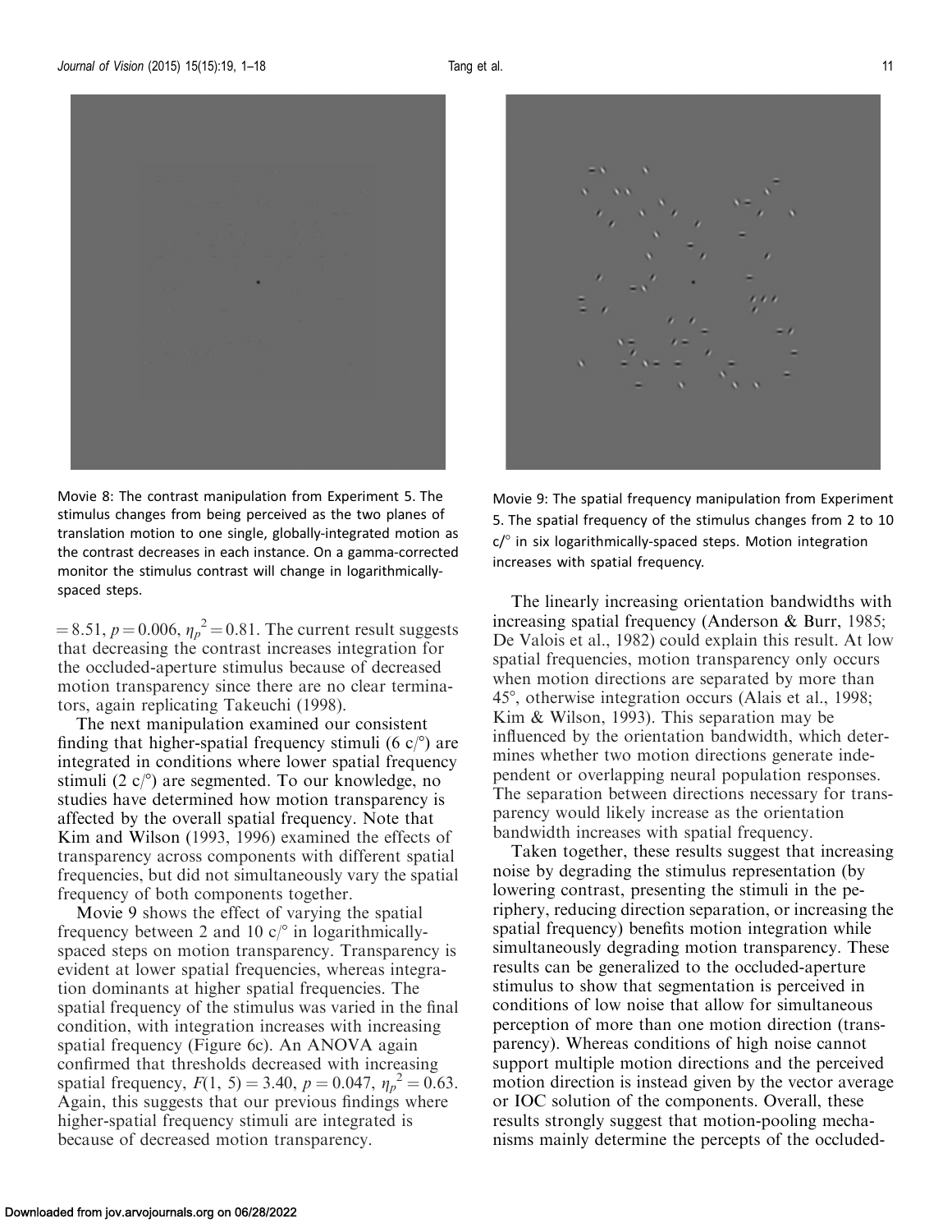Movie 8: The contrast manipulation from Experiment 5. The stimulus changes from being perceived as the two planes of translation motion to one single, globally-integrated motion as the contrast decreases in each instance. On a gamma-corrected monitor the stimulus contrast will change in logarithmically-spaced steps.

Movie 9: The spatial frequency manipulation from Experiment 5. The spatial frequency of the stimulus changes from 2 to 10 c/° in six logarithmically-spaced steps. Motion integration increases with spatial frequency.

$= 8.51$, $p = 0.006$, $\eta_p^2 = 0.81$. The current result suggests that decreasing the contrast increases integration for the occluded-aperture stimulus because of decreased motion transparency since there are no clear terminators, again replicating Takeuchi (1998).

The next manipulation examined our consistent finding that higher-spatial frequency stimuli (6 c/°) are integrated in conditions where lower spatial frequency stimuli (2 c/°) are segmented. To our knowledge, no studies have determined how motion transparency is affected by the overall spatial frequency. Note that Kim and Wilson (1993, 1996) examined the effects of transparency across components with different spatial frequencies, but did not simultaneously vary the spatial frequency of both components together.

Movie 9 shows the effect of varying the spatial frequency between 2 and 10 c/° in logarithmically-spaced steps on motion transparency. Transparency is evident at lower spatial frequencies, whereas integration dominants at higher spatial frequencies. The spatial frequency of the stimulus was varied in the final condition, with integration increases with increasing spatial frequency (Figure 6c). An ANOVA again confirmed that thresholds decreased with increasing spatial frequency, $F(1, 5) = 3.40$, $p = 0.047$, $\eta_p^2 = 0.63$. Again, this suggests that our previous findings where higher-spatial frequency stimuli are integrated is because of decreased motion transparency.

The linearly increasing orientation bandwidths with increasing spatial frequency (Anderson & Burr, 1985; De Valois et al., 1982) could explain this result. At low spatial frequencies, motion transparency only occurs when motion directions are separated by more than 45°, otherwise integration occurs (Alais et al., 1998; Kim & Wilson, 1993). This separation may be influenced by the orientation bandwidth, which determines whether two motion directions generate independent or overlapping neural population responses. The separation between directions necessary for transparency would likely increase as the orientation bandwidth increases with spatial frequency.

Taken together, these results suggest that increasing noise by degrading the stimulus representation (by lowering contrast, presenting the stimuli in the periphery, reducing direction separation, or increasing the spatial frequency) benefits motion integration while simultaneously degrading motion transparency. These results can be generalized to the occluded-aperture stimulus to show that segmentation is perceived in conditions of low noise that allow for simultaneous perception of more than one motion direction (transparency). Whereas conditions of high noise cannot support multiple motion directions and the perceived motion direction is instead given by the vector average or IOC solution of the components. Overall, these results strongly suggest that motion-pooling mechanisms mainly determine the percepts of the occluded-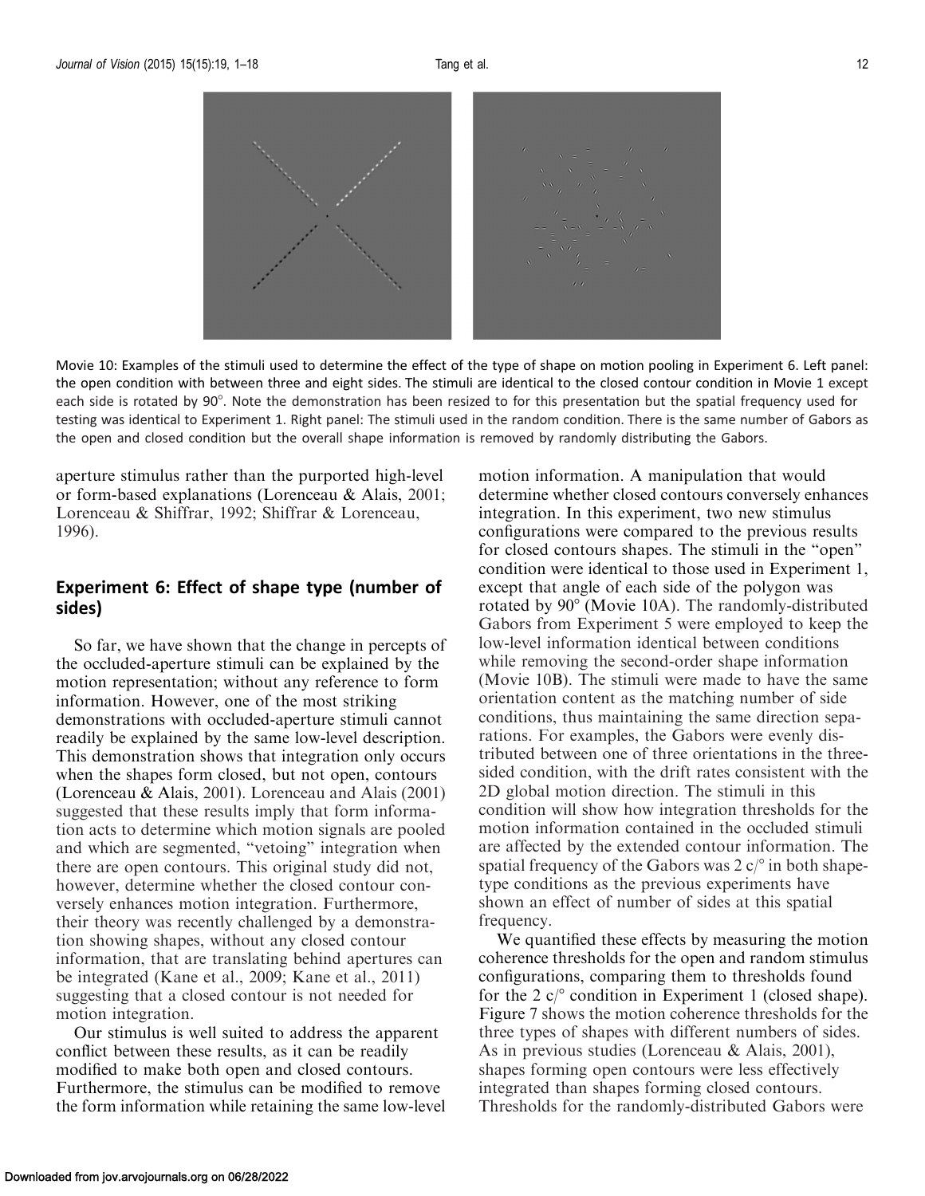Movie 10: Examples of the stimuli used to determine the effect of the type of shape on motion pooling in Experiment 6. Left panel: the open condition with between three and eight sides. The stimuli are identical to the closed contour condition in Movie 1 except each side is rotated by 90°. Note the demonstration has been resized to for this presentation but the spatial frequency used for testing was identical to Experiment 1. Right panel: The stimuli used in the random condition. There is the same number of Gabors as the open and closed condition but the overall shape information is removed by randomly distributing the Gabors.

aperture stimulus rather than the purported high-level or form-based explanations (Lorenceau & Alais, 2001; Lorenceau & Shiffrar, 1992; Shiffrar & Lorenceau, 1996).

## Experiment 6: Effect of shape type (number of sides)

So far, we have shown that the change in percepts of the occluded-aperture stimuli can be explained by the motion representation; without any reference to form information. However, one of the most striking demonstrations with occluded-aperture stimuli cannot readily be explained by the same low-level description. This demonstration shows that integration only occurs when the shapes form closed, but not open, contours (Lorenceau & Alais, 2001). Lorenceau and Alais (2001) suggested that these results imply that form information acts to determine which motion signals are pooled and which are segmented, "vetoing" integration when there are open contours. This original study did not, however, determine whether the closed contour conversely enhances motion integration. Furthermore, their theory was recently challenged by a demonstration showing shapes, without any closed contour information, that are translating behind apertures can be integrated (Kane et al., 2009; Kane et al., 2011) suggesting that a closed contour is not needed for motion integration.

Our stimulus is well suited to address the apparent conflict between these results, as it can be readily modified to make both open and closed contours. Furthermore, the stimulus can be modified to remove the form information while retaining the same low-level motion information. A manipulation that would determine whether closed contours conversely enhances integration. In this experiment, two new stimulus configurations were compared to the previous results for closed contours shapes. The stimuli in the "open" condition were identical to those used in Experiment 1, except that angle of each side of the polygon was rotated by 90° (Movie 10A). The randomly-distributed Gabors from Experiment 5 were employed to keep the low-level information identical between conditions while removing the second-order shape information (Movie 10B). The stimuli were made to have the same orientation content as the matching number of side conditions, thus maintaining the same direction separations. For examples, the Gabors were evenly distributed between one of three orientations in the three-sided condition, with the drift rates consistent with the 2D global motion direction. The stimuli in this condition will show how integration thresholds for the motion information contained in the occluded stimuli are affected by the extended contour information. The spatial frequency of the Gabors was 2 c/° in both shape-type conditions as the previous experiments have shown an effect of number of sides at this spatial frequency.

We quantified these effects by measuring the motion coherence thresholds for the open and random stimulus configurations, comparing them to thresholds found for the 2 c/° condition in Experiment 1 (closed shape). Figure 7 shows the motion coherence thresholds for the three types of shapes with different numbers of sides. As in previous studies (Lorenceau & Alais, 2001), shapes forming open contours were less effectively integrated than shapes forming closed contours. Thresholds for the randomly-distributed Gabors were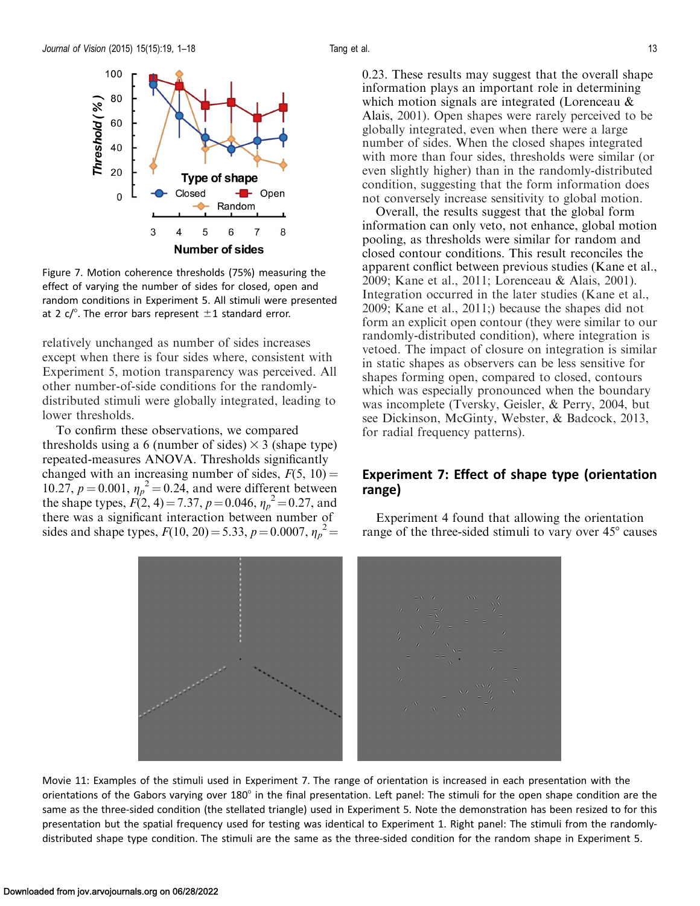Figure 7. Motion coherence thresholds (75%) measuring the effect of varying the number of sides for closed, open and random conditions in Experiment 5. All stimuli were presented at 2 c/°. The error bars represent ±1 standard error.

relatively unchanged as number of sides increases except when there is four sides where, consistent with Experiment 5, motion transparency was perceived. All other number-of-side conditions for the randomly-distributed stimuli were globally integrated, leading to lower thresholds.

To confirm these observations, we compared thresholds using a 6 (number of sides) × 3 (shape type) repeated-measures ANOVA. Thresholds significantly changed with an increasing number of sides, $F(5, 10) = 10.27$, $p = 0.001$, $\eta_p^2 = 0.24$, and were different between the shape types, $F(2, 4) = 7.37$, $p = 0.046$, $\eta_p^2 = 0.27$, and there was a significant interaction between number of sides and shape types, $F(10, 20) = 5.33$, $p = 0.0007$, $\eta_p^2 = 0.23$. These results may suggest that the overall shape information plays an important role in determining which motion signals are integrated (Lorenceau & Alais, 2001). Open shapes were rarely perceived to be globally integrated, even when there were a large number of sides. When the closed shapes integrated with more than four sides, thresholds were similar (or even slightly higher) than in the randomly-distributed condition, suggesting that the form information does not conversely increase sensitivity to global motion.

Overall, the results suggest that the global form information can only veto, not enhance, global motion pooling, as thresholds were similar for random and closed contour conditions. This result reconciles the apparent conflict between previous studies (Kane et al., 2009; Kane et al., 2011; Lorenceau & Alais, 2001). Integration occurred in the later studies (Kane et al., 2009; Kane et al., 2011;) because the shapes did not form an explicit open contour (they were similar to our randomly-distributed condition), where integration is vetoed. The impact of closure on integration is similar in static shapes as observers can be less sensitive for shapes forming open, compared to closed, contours which was especially pronounced when the boundary was incomplete (Tversky, Geisler, & Perry, 2004, but see Dickinson, McGinty, Webster, & Badcock, 2013, for radial frequency patterns).

## Experiment 7: Effect of shape type (orientation range)

Experiment 4 found that allowing the orientation range of the three-sided stimuli to vary over 45° causes

Movie 11: Examples of the stimuli used in Experiment 7. The range of orientation is increased in each presentation with the orientations of the Gabors varying over 180° in the final presentation. Left panel: The stimuli for the open shape condition are the same as the three-sided condition (the stellated triangle) used in Experiment 5. Note the demonstration has been resized to for this presentation but the spatial frequency used for testing was identical to Experiment 1. Right panel: The stimuli from the randomly-distributed shape type condition. The stimuli are the same as the three-sided condition for the random shape in Experiment 5.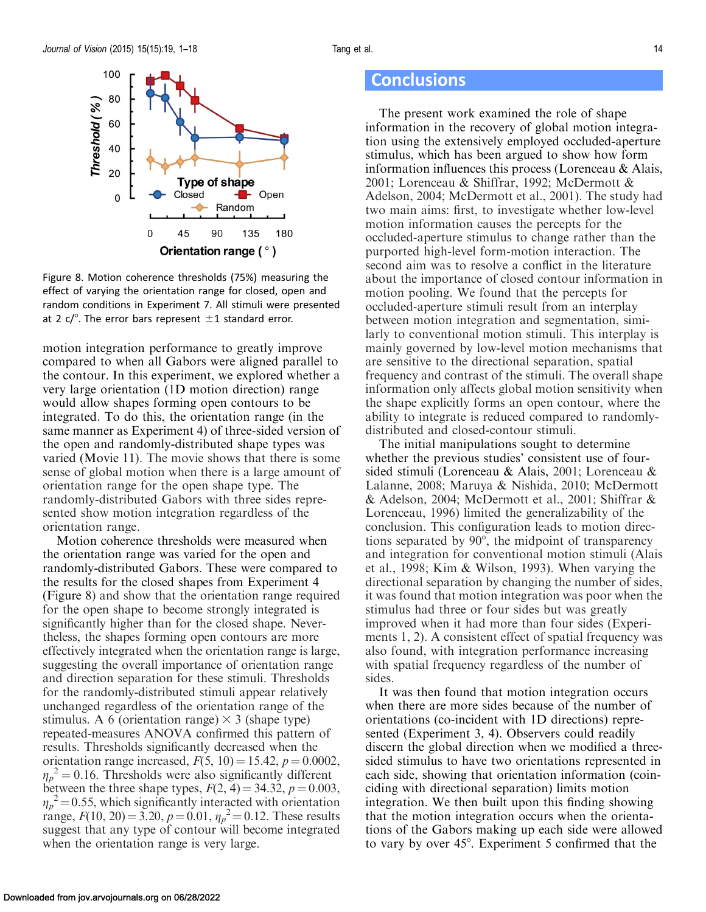Figure 8. Motion coherence thresholds (75%) measuring the effect of varying the orientation range for closed, open and random conditions in Experiment 7. All stimuli were presented at 2 c/°. The error bars represent ±1 standard error.

motion integration performance to greatly improve compared to when all Gabors were aligned parallel to the contour. In this experiment, we explored whether a very large orientation (1D motion direction) range would allow shapes forming open contours to be integrated. To do this, the orientation range (in the same manner as Experiment 4) of three-sided version of the open and randomly-distributed shape types was varied (Movie 11). The movie shows that there is some sense of global motion when there is a large amount of orientation range for the open shape type. The randomly-distributed Gabors with three sides represented show motion integration regardless of the orientation range.

Motion coherence thresholds were measured when the orientation range was varied for the open and randomly-distributed Gabors. These were compared to the results for the closed shapes from Experiment 4 (Figure 8) and show that the orientation range required for the open shape to become strongly integrated is significantly higher than for the closed shape. Nevertheless, the shapes forming open contours are more effectively integrated when the orientation range is large, suggesting the overall importance of orientation range and direction separation for these stimuli. Thresholds for the randomly-distributed stimuli appear relatively unchanged regardless of the orientation range of the stimulus. A 6 (orientation range) × 3 (shape type) repeated-measures ANOVA confirmed this pattern of results. Thresholds significantly decreased when the orientation range increased, $F(5, 10) = 15.42$, $p = 0.0002$, $\eta_p^2 = 0.16$. Thresholds were also significantly different between the three shape types, $F(2, 4) = 34.32$, $p = 0.003$, $\eta_p^2 = 0.55$, which significantly interacted with orientation range, $F(10, 20) = 3.20$, $p = 0.01$, $\eta_p^2 = 0.12$. These results suggest that any type of contour will become integrated when the orientation range is very large.

## Conclusions

The present work examined the role of shape information in the recovery of global motion integration using the extensively employed occluded-aperture stimulus, which has been argued to show how form information influences this process (Lorenceau & Alais, 2001; Lorenceau & Shiffrar, 1992; McDermott & Adelson, 2004; McDermott et al., 2001). The study had two main aims: first, to investigate whether low-level motion information causes the percepts for the occluded-aperture stimulus to change rather than the purported high-level form-motion interaction. The second aim was to resolve a conflict in the literature about the importance of closed contour information in motion pooling. We found that the percepts for occluded-aperture stimuli result from an interplay between motion integration and segmentation, similarly to conventional motion stimuli. This interplay is mainly governed by low-level motion mechanisms that are sensitive to the directional separation, spatial frequency and contrast of the stimuli. The overall shape information only affects global motion sensitivity when the shape explicitly forms an open contour, where the ability to integrate is reduced compared to randomly-distributed and closed-contour stimuli.

The initial manipulations sought to determine whether the previous studies' consistent use of four-sided stimuli (Lorenceau & Alais, 2001; Lorenceau & Lalanne, 2008; Maruya & Nishida, 2010; McDermott & Adelson, 2004; McDermott et al., 2001; Shiffrar & Lorenceau, 1996) limited the generalizability of the conclusion. This configuration leads to motion directions separated by 90°, the midpoint of transparency and integration for conventional motion stimuli (Alais et al., 1998; Kim & Wilson, 1993). When varying the directional separation by changing the number of sides, it was found that motion integration was poor when the stimulus had three or four sides but was greatly improved when it had more than four sides (Experiments 1, 2). A consistent effect of spatial frequency was also found, with integration performance increasing with spatial frequency regardless of the number of sides.

It was then found that motion integration occurs when there are more sides because of the number of orientations (co-incident with 1D directions) represented (Experiment 3, 4). Observers could readily discern the global direction when we modified a three-sided stimulus to have two orientations represented in each side, showing that orientation information (coinciding with directional separation) limits motion integration. We then built upon this finding showing that the motion integration occurs when the orientations of the Gabors making up each side were allowed to vary by over 45°. Experiment 5 confirmed that the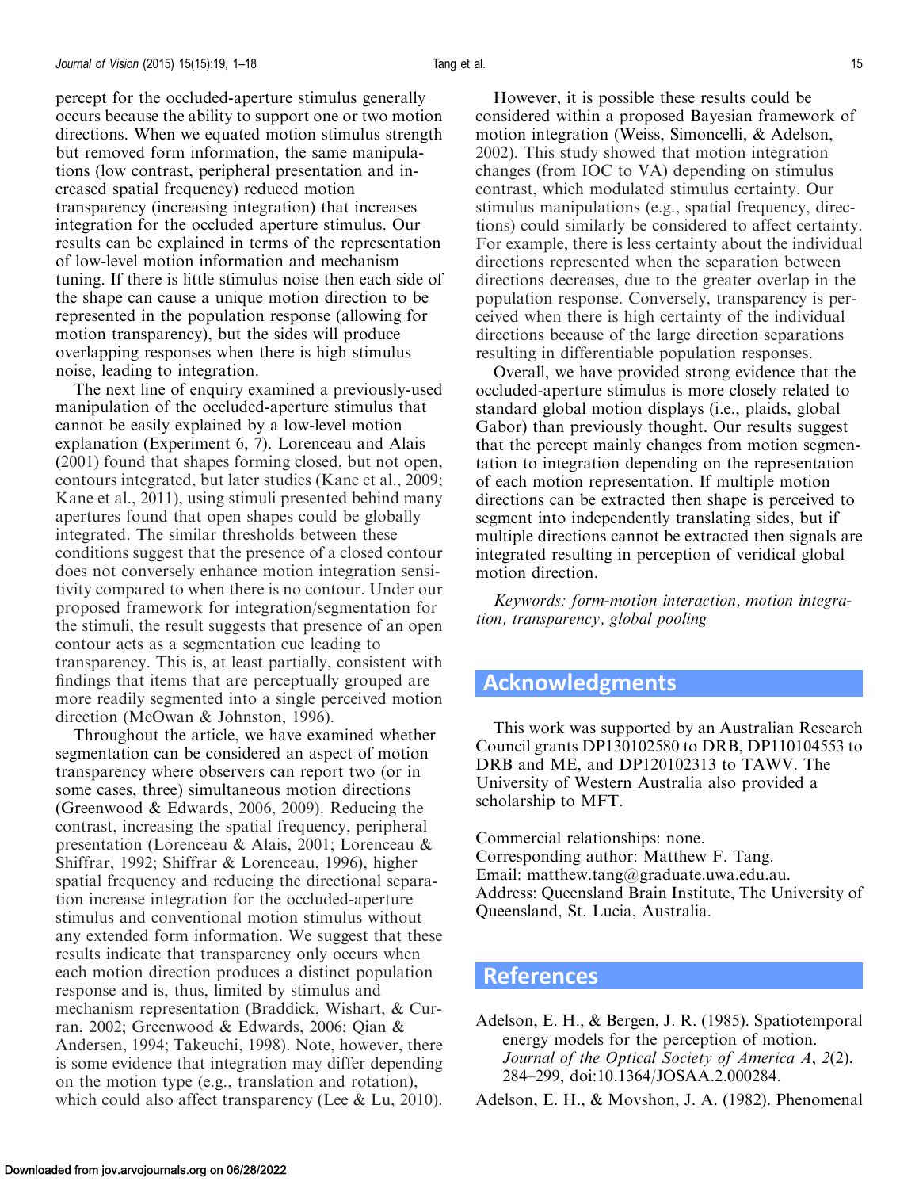percept for the occluded-aperture stimulus generally occurs because the ability to support one or two motion directions. When we equated motion stimulus strength but removed form information, the same manipulations (low contrast, peripheral presentation and increased spatial frequency) reduced motion transparency (increasing integration) that increases integration for the occluded aperture stimulus. Our results can be explained in terms of the representation of low-level motion information and mechanism tuning. If there is little stimulus noise then each side of the shape can cause a unique motion direction to be represented in the population response (allowing for motion transparency), but the sides will produce overlapping responses when there is high stimulus noise, leading to integration.

The next line of enquiry examined a previously-used manipulation of the occluded-aperture stimulus that cannot be easily explained by a low-level motion explanation (Experiment 6, 7). Lorenceau and Alais (2001) found that shapes forming closed, but not open, contours integrated, but later studies (Kane et al., 2009; Kane et al., 2011), using stimuli presented behind many apertures found that open shapes could be globally integrated. The similar thresholds between these conditions suggest that the presence of a closed contour does not conversely enhance motion integration sensitivity compared to when there is no contour. Under our proposed framework for integration/segmentation for the stimuli, the result suggests that presence of an open contour acts as a segmentation cue leading to transparency. This is, at least partially, consistent with findings that items that are perceptually grouped are more readily segmented into a single perceived motion direction (McOwan & Johnston, 1996).

Throughout the article, we have examined whether segmentation can be considered an aspect of motion transparency where observers can report two (or in some cases, three) simultaneous motion directions (Greenwood & Edwards, 2006, 2009). Reducing the contrast, increasing the spatial frequency, peripheral presentation (Lorenceau & Alais, 2001; Lorenceau & Shiffrar, 1992; Shiffrar & Lorenceau, 1996), higher spatial frequency and reducing the directional separation increase integration for the occluded-aperture stimulus and conventional motion stimulus without any extended form information. We suggest that these results indicate that transparency only occurs when each motion direction produces a distinct population response and is, thus, limited by stimulus and mechanism representation (Braddick, Wishart, & Curran, 2002; Greenwood & Edwards, 2006; Qian & Andersen, 1994; Takeuchi, 1998). Note, however, there is some evidence that integration may differ depending on the motion type (e.g., translation and rotation), which could also affect transparency (Lee & Lu, 2010).

However, it is possible these results could be considered within a proposed Bayesian framework of motion integration (Weiss, Simoncelli, & Adelson, 2002). This study showed that motion integration changes (from IOC to VA) depending on stimulus contrast, which modulated stimulus certainty. Our stimulus manipulations (e.g., spatial frequency, directions) could similarly be considered to affect certainty. For example, there is less certainty about the individual directions represented when the separation between directions decreases, due to the greater overlap in the population response. Conversely, transparency is perceived when there is high certainty of the individual directions because of the large direction separations resulting in differentiable population responses.

Overall, we have provided strong evidence that the occluded-aperture stimulus is more closely related to standard global motion displays (i.e., plaids, global Gabor) than previously thought. Our results suggest that the percept mainly changes from motion segmentation to integration depending on the representation of each motion representation. If multiple motion directions can be extracted then shape is perceived to segment into independently translating sides, but if multiple directions cannot be extracted then signals are integrated resulting in perception of veridical global motion direction.

*Keywords: form-motion interaction, motion integration, transparency, global pooling*

## Acknowledgments

This work was supported by an Australian Research Council grants DP130102580 to DRB, DP110104553 to DRB and ME, and DP120102313 to TAWV. The University of Western Australia also provided a scholarship to MFT.

Commercial relationships: none.
Corresponding author: Matthew F. Tang.
Email: matthew.tang@graduate.uwa.edu.au.
Address: Queensland Brain Institute, The University of Queensland, St. Lucia, Australia.

## References

Adelson, E. H., & Bergen, J. R. (1985). Spatiotemporal energy models for the perception of motion. *Journal of the Optical Society of America A*, *2*(2), 284–299, doi:10.1364/JOSAA.2.000284.

Adelson, E. H., & Movshon, J. A. (1982). Phenomenal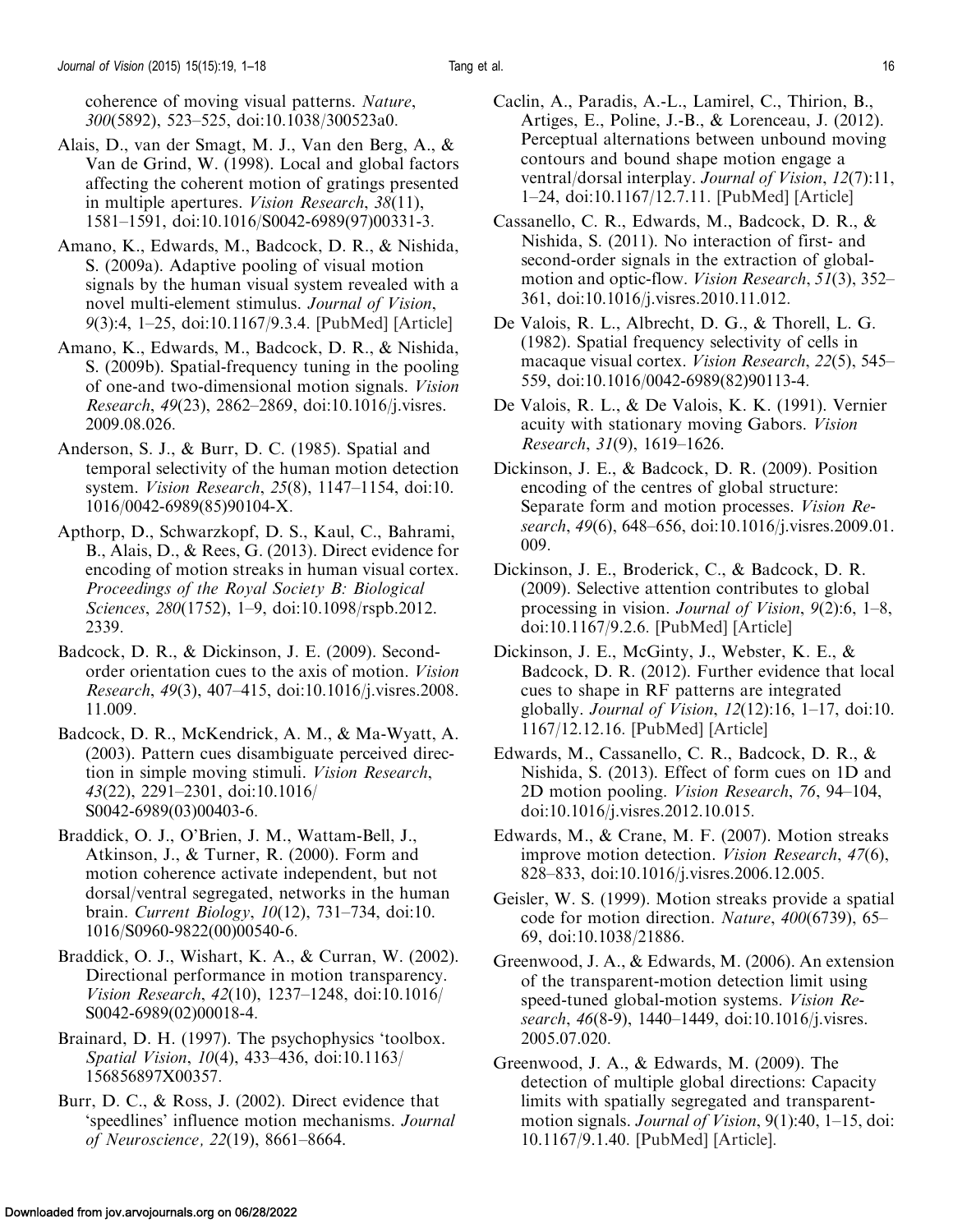coherence of moving visual patterns. *Nature*, *300*(5892), 523–525, doi:10.1038/300523a0.

Alais, D., van der Smagt, M. J., Van den Berg, A., & Van de Grind, W. (1998). Local and global factors affecting the coherent motion of gratings presented in multiple apertures. *Vision Research*, *38*(11), 1581–1591, doi:10.1016/S0042-6989(97)00331-3.

Amano, K., Edwards, M., Badcock, D. R., & Nishida, S. (2009a). Adaptive pooling of visual motion signals by the human visual system revealed with a novel multi-element stimulus. *Journal of Vision*, *9*(3):4, 1–25, doi:10.1167/9.3.4. [PubMed] [Article]

Amano, K., Edwards, M., Badcock, D. R., & Nishida, S. (2009b). Spatial-frequency tuning in the pooling of one-and two-dimensional motion signals. *Vision Research*, *49*(23), 2862–2869, doi:10.1016/j.visres.2009.08.026.

Anderson, S. J., & Burr, D. C. (1985). Spatial and temporal selectivity of the human motion detection system. *Vision Research*, *25*(8), 1147–1154, doi:10.1016/0042-6989(85)90104-X.

Apthorp, D., Schwarzkopf, D. S., Kaul, C., Bahrami, B., Alais, D., & Rees, G. (2013). Direct evidence for encoding of motion streaks in human visual cortex. *Proceedings of the Royal Society B: Biological Sciences*, *280*(1752), 1–9, doi:10.1098/rspb.2012.2339.

Badcock, D. R., & Dickinson, J. E. (2009). Second-order orientation cues to the axis of motion. *Vision Research*, *49*(3), 407–415, doi:10.1016/j.visres.2008.11.009.

Badcock, D. R., McKendrick, A. M., & Ma-Wyatt, A. (2003). Pattern cues disambiguate perceived direction in simple moving stimuli. *Vision Research*, *43*(22), 2291–2301, doi:10.1016/S0042-6989(03)00403-6.

Braddick, O. J., O'Brien, J. M., Wattam-Bell, J., Atkinson, J., & Turner, R. (2000). Form and motion coherence activate independent, but not dorsal/ventral segregated, networks in the human brain. *Current Biology*, *10*(12), 731–734, doi:10.1016/S0960-9822(00)00540-6.

Braddick, O. J., Wishart, K. A., & Curran, W. (2002). Directional performance in motion transparency. *Vision Research*, *42*(10), 1237–1248, doi:10.1016/S0042-6989(02)00018-4.

Brainard, D. H. (1997). The psychophysics 'toolbox. *Spatial Vision*, *10*(4), 433–436, doi:10.1163/156856897X00357.

Burr, D. C., & Ross, J. (2002). Direct evidence that 'speedlines' influence motion mechanisms. *Journal of Neuroscience, 22*(19), 8661–8664.

Caclin, A., Paradis, A.-L., Lamirel, C., Thirion, B., Artiges, E., Poline, J.-B., & Lorenceau, J. (2012). Perceptual alternations between unbound moving contours and bound shape motion engage a ventral/dorsal interplay. *Journal of Vision*, *12*(7):11, 1–24, doi:10.1167/12.7.11. [PubMed] [Article]

Cassanello, C. R., Edwards, M., Badcock, D. R., & Nishida, S. (2011). No interaction of first- and second-order signals in the extraction of global-motion and optic-flow. *Vision Research*, *51*(3), 352–361, doi:10.1016/j.visres.2010.11.012.

De Valois, R. L., Albrecht, D. G., & Thorell, L. G. (1982). Spatial frequency selectivity of cells in macaque visual cortex. *Vision Research*, *22*(5), 545–559, doi:10.1016/0042-6989(82)90113-4.

De Valois, R. L., & De Valois, K. K. (1991). Vernier acuity with stationary moving Gabors. *Vision Research*, *31*(9), 1619–1626.

Dickinson, J. E., & Badcock, D. R. (2009). Position encoding of the centres of global structure: Separate form and motion processes. *Vision Research*, *49*(6), 648–656, doi:10.1016/j.visres.2009.01.009.

Dickinson, J. E., Broderick, C., & Badcock, D. R. (2009). Selective attention contributes to global processing in vision. *Journal of Vision*, *9*(2):6, 1–8, doi:10.1167/9.2.6. [PubMed] [Article]

Dickinson, J. E., McGinty, J., Webster, K. E., & Badcock, D. R. (2012). Further evidence that local cues to shape in RF patterns are integrated globally. *Journal of Vision*, *12*(12):16, 1–17, doi:10.1167/12.12.16. [PubMed] [Article]

Edwards, M., Cassanello, C. R., Badcock, D. R., & Nishida, S. (2013). Effect of form cues on 1D and 2D motion pooling. *Vision Research*, *76*, 94–104, doi:10.1016/j.visres.2012.10.015.

Edwards, M., & Crane, M. F. (2007). Motion streaks improve motion detection. *Vision Research*, *47*(6), 828–833, doi:10.1016/j.visres.2006.12.005.

Geisler, W. S. (1999). Motion streaks provide a spatial code for motion direction. *Nature*, *400*(6739), 65–69, doi:10.1038/21886.

Greenwood, J. A., & Edwards, M. (2006). An extension of the transparent-motion detection limit using speed-tuned global-motion systems. *Vision Research*, *46*(8-9), 1440–1449, doi:10.1016/j.visres.2005.07.020.

Greenwood, J. A., & Edwards, M. (2009). The detection of multiple global directions: Capacity limits with spatially segregated and transparent-motion signals. *Journal of Vision*, 9(1):40, 1–15, doi:10.1167/9.1.40. [PubMed] [Article].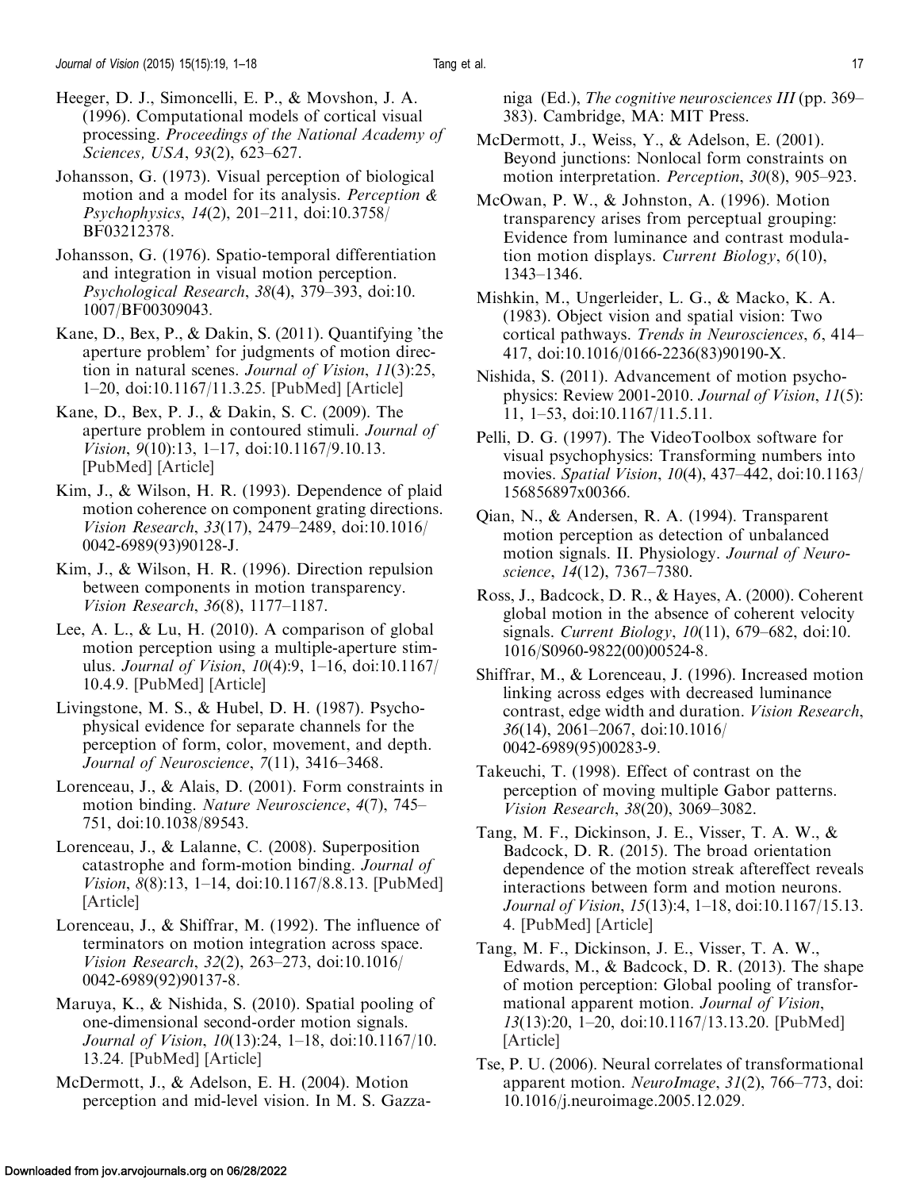Heeger, D. J., Simoncelli, E. P., & Movshon, J. A. (1996). Computational models of cortical visual processing. *Proceedings of the National Academy of Sciences, USA*, *93*(2), 623–627.

Johansson, G. (1973). Visual perception of biological motion and a model for its analysis. *Perception & Psychophysics*, *14*(2), 201–211, doi:10.3758/BF03212378.

Johansson, G. (1976). Spatio-temporal differentiation and integration in visual motion perception. *Psychological Research*, *38*(4), 379–393, doi:10.1007/BF00309043.

Kane, D., Bex, P., & Dakin, S. (2011). Quantifying 'the aperture problem' for judgments of motion direction in natural scenes. *Journal of Vision*, *11*(3):25, 1–20, doi:10.1167/11.3.25. [PubMed] [Article]

Kane, D., Bex, P. J., & Dakin, S. C. (2009). The aperture problem in contoured stimuli. *Journal of Vision*, *9*(10):13, 1–17, doi:10.1167/9.10.13. [PubMed] [Article]

Kim, J., & Wilson, H. R. (1993). Dependence of plaid motion coherence on component grating directions. *Vision Research*, *33*(17), 2479–2489, doi:10.1016/0042-6989(93)90128-J.

Kim, J., & Wilson, H. R. (1996). Direction repulsion between components in motion transparency. *Vision Research*, *36*(8), 1177–1187.

Lee, A. L., & Lu, H. (2010). A comparison of global motion perception using a multiple-aperture stimulus. *Journal of Vision*, *10*(4):9, 1–16, doi:10.1167/10.4.9. [PubMed] [Article]

Livingstone, M. S., & Hubel, D. H. (1987). Psychophysical evidence for separate channels for the perception of form, color, movement, and depth. *Journal of Neuroscience*, *7*(11), 3416–3468.

Lorenceau, J., & Alais, D. (2001). Form constraints in motion binding. *Nature Neuroscience*, *4*(7), 745–751, doi:10.1038/89543.

Lorenceau, J., & Lalanne, C. (2008). Superposition catastrophe and form-motion binding. *Journal of Vision*, *8*(8):13, 1–14, doi:10.1167/8.8.13. [PubMed] [Article]

Lorenceau, J., & Shiffrar, M. (1992). The influence of terminators on motion integration across space. *Vision Research*, *32*(2), 263–273, doi:10.1016/0042-6989(92)90137-8.

Maruya, K., & Nishida, S. (2010). Spatial pooling of one-dimensional second-order motion signals. *Journal of Vision*, *10*(13):24, 1–18, doi:10.1167/10.13.24. [PubMed] [Article]

McDermott, J., & Adelson, E. H. (2004). Motion perception and mid-level vision. In M. S. Gazzaniga (Ed.), *The cognitive neurosciences III* (pp. 369–383). Cambridge, MA: MIT Press.

McDermott, J., Weiss, Y., & Adelson, E. (2001). Beyond junctions: Nonlocal form constraints on motion interpretation. *Perception*, *30*(8), 905–923.

McOwan, P. W., & Johnston, A. (1996). Motion transparency arises from perceptual grouping: Evidence from luminance and contrast modulation motion displays. *Current Biology*, *6*(10), 1343–1346.

Mishkin, M., Ungerleider, L. G., & Macko, K. A. (1983). Object vision and spatial vision: Two cortical pathways. *Trends in Neurosciences*, *6*, 414–417, doi:10.1016/0166-2236(83)90190-X.

Nishida, S. (2011). Advancement of motion psychophysics: Review 2001-2010. *Journal of Vision*, *11*(5): 11, 1–53, doi:10.1167/11.5.11.

Pelli, D. G. (1997). The VideoToolbox software for visual psychophysics: Transforming numbers into movies. *Spatial Vision*, *10*(4), 437–442, doi:10.1163/156856897x00366.

Qian, N., & Andersen, R. A. (1994). Transparent motion perception as detection of unbalanced motion signals. II. Physiology. *Journal of Neuroscience*, *14*(12), 7367–7380.

Ross, J., Badcock, D. R., & Hayes, A. (2000). Coherent global motion in the absence of coherent velocity signals. *Current Biology*, *10*(11), 679–682, doi:10.1016/S0960-9822(00)00524-8.

Shiffrar, M., & Lorenceau, J. (1996). Increased motion linking across edges with decreased luminance contrast, edge width and duration. *Vision Research*, *36*(14), 2061–2067, doi:10.1016/0042-6989(95)00283-9.

Takeuchi, T. (1998). Effect of contrast on the perception of moving multiple Gabor patterns. *Vision Research*, *38*(20), 3069–3082.

Tang, M. F., Dickinson, J. E., Visser, T. A. W., & Badcock, D. R. (2015). The broad orientation dependence of the motion streak aftereffect reveals interactions between form and motion neurons. *Journal of Vision*, *15*(13):4, 1–18, doi:10.1167/15.13.4. [PubMed] [Article]

Tang, M. F., Dickinson, J. E., Visser, T. A. W., Edwards, M., & Badcock, D. R. (2013). The shape of motion perception: Global pooling of transformational apparent motion. *Journal of Vision*, *13*(13):20, 1–20, doi:10.1167/13.13.20. [PubMed] [Article]

Tse, P. U. (2006). Neural correlates of transformational apparent motion. *NeuroImage*, *31*(2), 766–773, doi:10.1016/j.neuroimage.2005.12.029.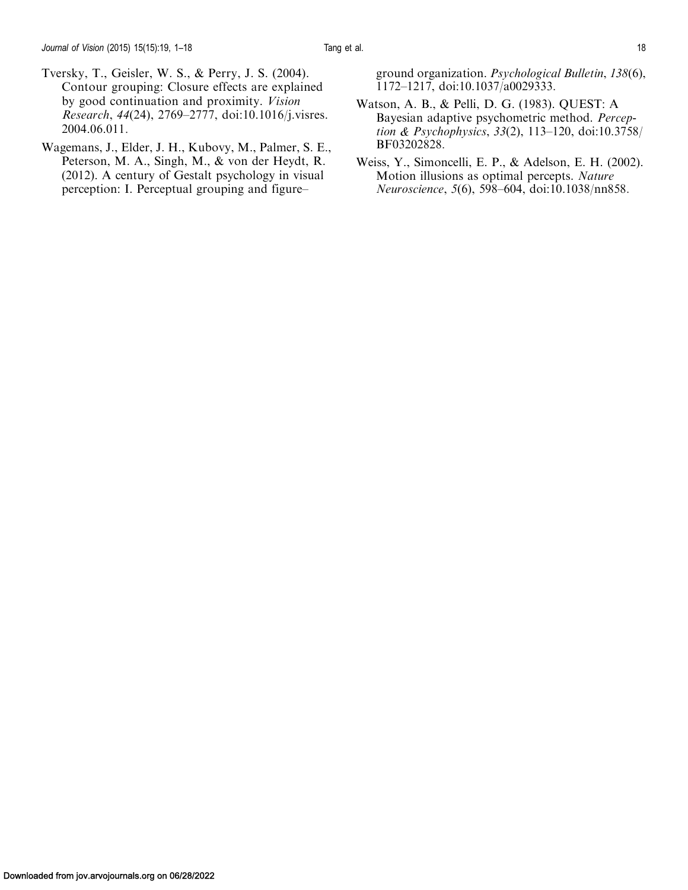Tversky, T., Geisler, W. S., & Perry, J. S. (2004). Contour grouping: Closure effects are explained by good continuation and proximity. *Vision Research*, *44*(24), 2769–2777, doi:10.1016/j.visres.2004.06.011.

Wagemans, J., Elder, J. H., Kubovy, M., Palmer, S. E., Peterson, M. A., Singh, M., & von der Heydt, R. (2012). A century of Gestalt psychology in visual perception: I. Perceptual grouping and figure–ground organization. *Psychological Bulletin*, *138*(6), 1172–1217, doi:10.1037/a0029333.

Watson, A. B., & Pelli, D. G. (1983). QUEST: A Bayesian adaptive psychometric method. *Perception & Psychophysics*, *33*(2), 113–120, doi:10.3758/BF03202828.

Weiss, Y., Simoncelli, E. P., & Adelson, E. H. (2002). Motion illusions as optimal percepts. *Nature Neuroscience*, *5*(6), 598–604, doi:10.1038/nn858.